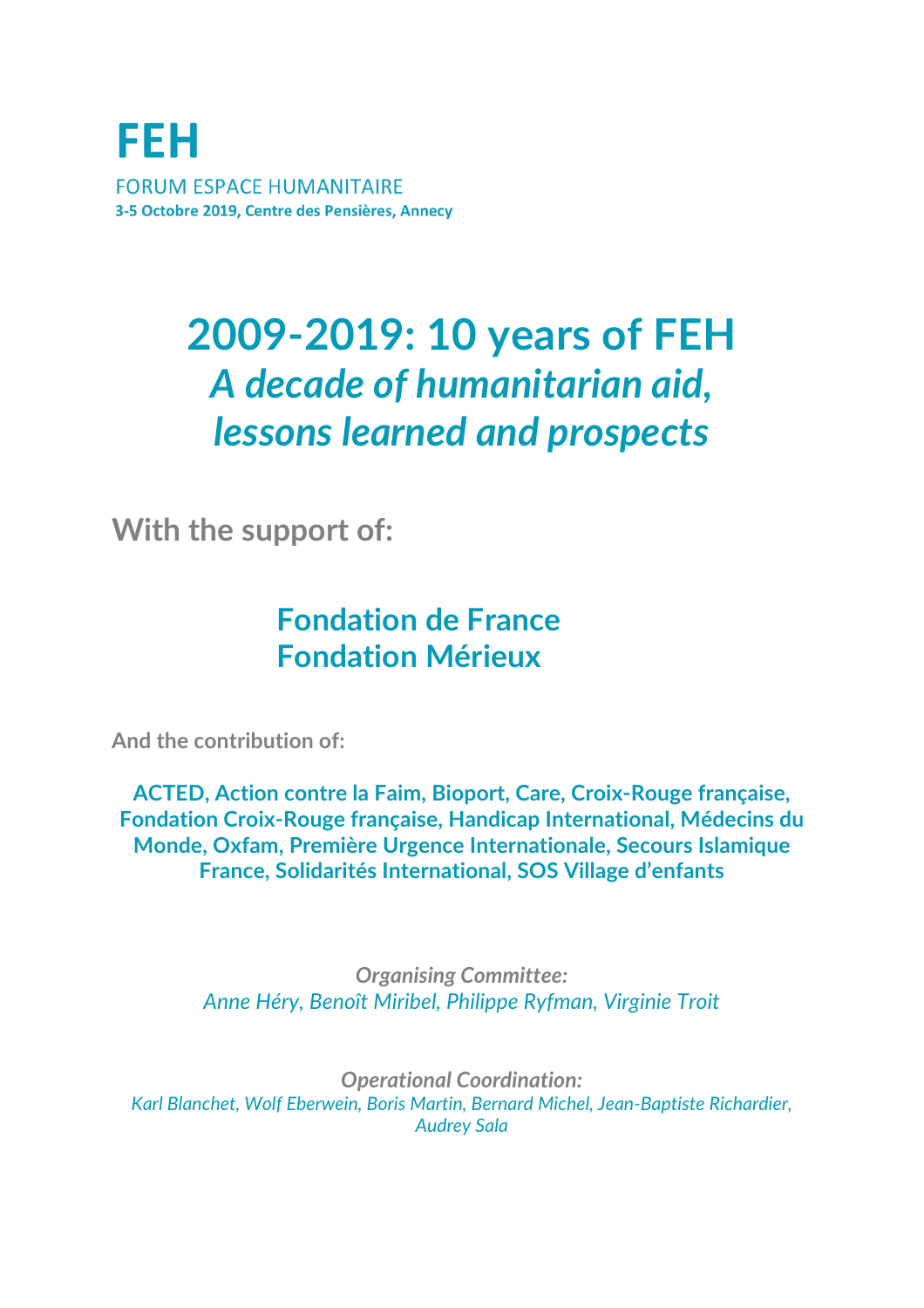# FEH

FORUM ESPACE HUMANITAIRE

**3-5 Octobre 2019, Centre des Pensières, Annecy**

# 2009-2019: 10 years of FEH

## *A decade of humanitarian aid, lessons learned and prospects*

**With the support of:**

**Fondation de France**
**Fondation Mérieux**

**And the contribution of:**

**ACTED, Action contre la Faim, Bioport, Care, Croix-Rouge française, Fondation Croix-Rouge française, Handicap International, Médecins du Monde, Oxfam, Première Urgence Internationale, Secours Islamique France, Solidarités International, SOS Village d'enfants**

***Organising Committee:***
*Anne Héry, Benoît Miribel, Philippe Ryfman, Virginie Troit*

***Operational Coordination:***
*Karl Blanchet, Wolf Eberwein, Boris Martin, Bernard Michel, Jean-Baptiste Richardier, Audrey Sala*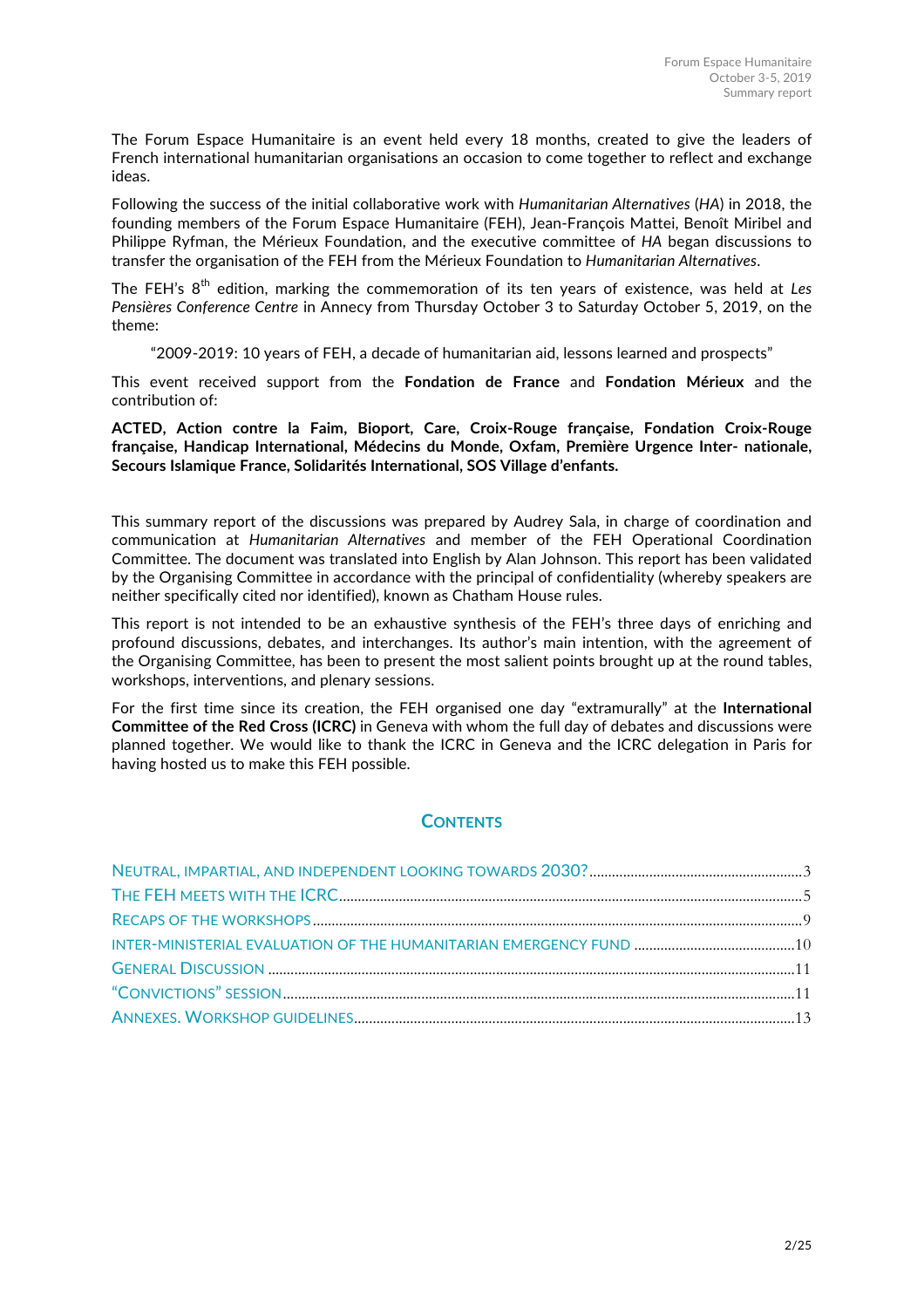The Forum Espace Humanitaire is an event held every 18 months, created to give the leaders of French international humanitarian organisations an occasion to come together to reflect and exchange ideas.

Following the success of the initial collaborative work with *Humanitarian Alternatives* (*HA*) in 2018, the founding members of the Forum Espace Humanitaire (FEH), Jean-François Mattei, Benoît Miribel and Philippe Ryfman, the Mérieux Foundation, and the executive committee of *HA* began discussions to transfer the organisation of the FEH from the Mérieux Foundation to *Humanitarian Alternatives*.

The FEH's 8th edition, marking the commemoration of its ten years of existence, was held at *Les Pensières Conference Centre* in Annecy from Thursday October 3 to Saturday October 5, 2019, on the theme:

"2009-2019: 10 years of FEH, a decade of humanitarian aid, lessons learned and prospects"

This event received support from the **Fondation de France** and **Fondation Mérieux** and the contribution of:

**ACTED, Action contre la Faim, Bioport, Care, Croix-Rouge française, Fondation Croix-Rouge française, Handicap International, Médecins du Monde, Oxfam, Première Urgence Inter- nationale, Secours Islamique France, Solidarités International, SOS Village d'enfants.**

This summary report of the discussions was prepared by Audrey Sala, in charge of coordination and communication at *Humanitarian Alternatives* and member of the FEH Operational Coordination Committee. The document was translated into English by Alan Johnson. This report has been validated by the Organising Committee in accordance with the principal of confidentiality (whereby speakers are neither specifically cited nor identified), known as Chatham House rules.

This report is not intended to be an exhaustive synthesis of the FEH's three days of enriching and profound discussions, debates, and interchanges. Its author's main intention, with the agreement of the Organising Committee, has been to present the most salient points brought up at the round tables, workshops, interventions, and plenary sessions.

For the first time since its creation, the FEH organised one day "extramurally" at the **International Committee of the Red Cross (ICRC)** in Geneva with whom the full day of debates and discussions were planned together. We would like to thank the ICRC in Geneva and the ICRC delegation in Paris for having hosted us to make this FEH possible.

## Contents

- Neutral, impartial, and independent looking towards 2030? ..... 3
- The FEH meets with the ICRC ..... 5
- Recaps of the workshops ..... 9
- Inter-ministerial evaluation of the humanitarian emergency fund ..... 10
- General Discussion ..... 11
- "Convictions" session ..... 11
- Annexes. Workshop guidelines ..... 13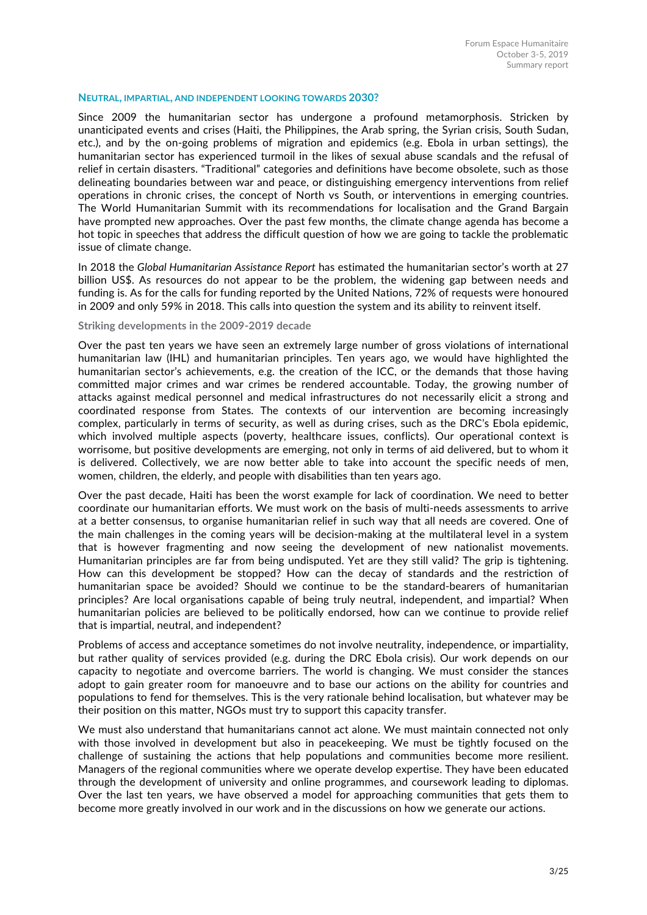## Neutral, impartial, and independent looking towards 2030?

Since 2009 the humanitarian sector has undergone a profound metamorphosis. Stricken by unanticipated events and crises (Haiti, the Philippines, the Arab spring, the Syrian crisis, South Sudan, etc.), and by the on-going problems of migration and epidemics (e.g. Ebola in urban settings), the humanitarian sector has experienced turmoil in the likes of sexual abuse scandals and the refusal of relief in certain disasters. "Traditional" categories and definitions have become obsolete, such as those delineating boundaries between war and peace, or distinguishing emergency interventions from relief operations in chronic crises, the concept of North vs South, or interventions in emerging countries. The World Humanitarian Summit with its recommendations for localisation and the Grand Bargain have prompted new approaches. Over the past few months, the climate change agenda has become a hot topic in speeches that address the difficult question of how we are going to tackle the problematic issue of climate change.

In 2018 the *Global Humanitarian Assistance Report* has estimated the humanitarian sector's worth at 27 billion US$. As resources do not appear to be the problem, the widening gap between needs and funding is. As for the calls for funding reported by the United Nations, 72% of requests were honoured in 2009 and only 59% in 2018. This calls into question the system and its ability to reinvent itself.

### Striking developments in the 2009-2019 decade

Over the past ten years we have seen an extremely large number of gross violations of international humanitarian law (IHL) and humanitarian principles. Ten years ago, we would have highlighted the humanitarian sector's achievements, e.g. the creation of the ICC, or the demands that those having committed major crimes and war crimes be rendered accountable. Today, the growing number of attacks against medical personnel and medical infrastructures do not necessarily elicit a strong and coordinated response from States. The contexts of our intervention are becoming increasingly complex, particularly in terms of security, as well as during crises, such as the DRC's Ebola epidemic, which involved multiple aspects (poverty, healthcare issues, conflicts). Our operational context is worrisome, but positive developments are emerging, not only in terms of aid delivered, but to whom it is delivered. Collectively, we are now better able to take into account the specific needs of men, women, children, the elderly, and people with disabilities than ten years ago.

Over the past decade, Haiti has been the worst example for lack of coordination. We need to better coordinate our humanitarian efforts. We must work on the basis of multi-needs assessments to arrive at a better consensus, to organise humanitarian relief in such way that all needs are covered. One of the main challenges in the coming years will be decision-making at the multilateral level in a system that is however fragmenting and now seeing the development of new nationalist movements. Humanitarian principles are far from being undisputed. Yet are they still valid? The grip is tightening. How can this development be stopped? How can the decay of standards and the restriction of humanitarian space be avoided? Should we continue to be the standard-bearers of humanitarian principles? Are local organisations capable of being truly neutral, independent, and impartial? When humanitarian policies are believed to be politically endorsed, how can we continue to provide relief that is impartial, neutral, and independent?

Problems of access and acceptance sometimes do not involve neutrality, independence, or impartiality, but rather quality of services provided (e.g. during the DRC Ebola crisis). Our work depends on our capacity to negotiate and overcome barriers. The world is changing. We must consider the stances adopt to gain greater room for manoeuvre and to base our actions on the ability for countries and populations to fend for themselves. This is the very rationale behind localisation, but whatever may be their position on this matter, NGOs must try to support this capacity transfer.

We must also understand that humanitarians cannot act alone. We must maintain connected not only with those involved in development but also in peacekeeping. We must be tightly focused on the challenge of sustaining the actions that help populations and communities become more resilient. Managers of the regional communities where we operate develop expertise. They have been educated through the development of university and online programmes, and coursework leading to diplomas. Over the last ten years, we have observed a model for approaching communities that gets them to become more greatly involved in our work and in the discussions on how we generate our actions.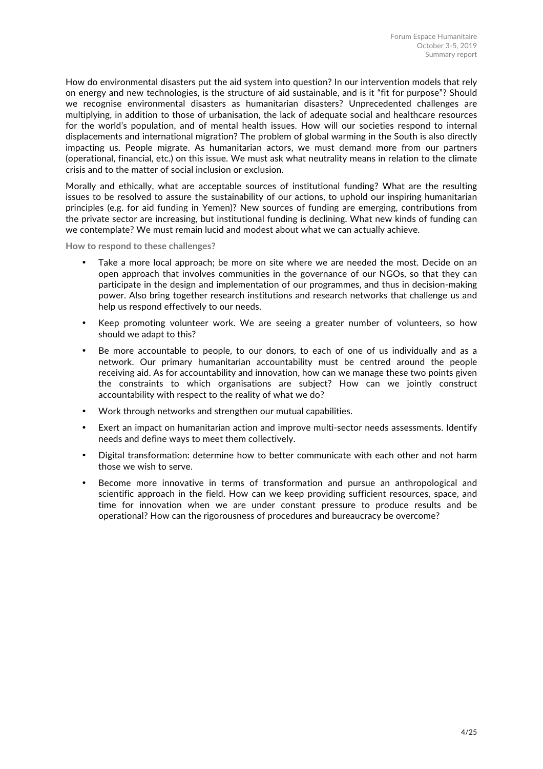How do environmental disasters put the aid system into question? In our intervention models that rely on energy and new technologies, is the structure of aid sustainable, and is it "fit for purpose"? Should we recognise environmental disasters as humanitarian disasters? Unprecedented challenges are multiplying, in addition to those of urbanisation, the lack of adequate social and healthcare resources for the world's population, and of mental health issues. How will our societies respond to internal displacements and international migration? The problem of global warming in the South is also directly impacting us. People migrate. As humanitarian actors, we must demand more from our partners (operational, financial, etc.) on this issue. We must ask what neutrality means in relation to the climate crisis and to the matter of social inclusion or exclusion.

Morally and ethically, what are acceptable sources of institutional funding? What are the resulting issues to be resolved to assure the sustainability of our actions, to uphold our inspiring humanitarian principles (e.g. for aid funding in Yemen)? New sources of funding are emerging, contributions from the private sector are increasing, but institutional funding is declining. What new kinds of funding can we contemplate? We must remain lucid and modest about what we can actually achieve.

**How to respond to these challenges?**

- Take a more local approach; be more on site where we are needed the most. Decide on an open approach that involves communities in the governance of our NGOs, so that they can participate in the design and implementation of our programmes, and thus in decision-making power. Also bring together research institutions and research networks that challenge us and help us respond effectively to our needs.
- Keep promoting volunteer work. We are seeing a greater number of volunteers, so how should we adapt to this?
- Be more accountable to people, to our donors, to each of one of us individually and as a network. Our primary humanitarian accountability must be centred around the people receiving aid. As for accountability and innovation, how can we manage these two points given the constraints to which organisations are subject? How can we jointly construct accountability with respect to the reality of what we do?
- Work through networks and strengthen our mutual capabilities.
- Exert an impact on humanitarian action and improve multi-sector needs assessments. Identify needs and define ways to meet them collectively.
- Digital transformation: determine how to better communicate with each other and not harm those we wish to serve.
- Become more innovative in terms of transformation and pursue an anthropological and scientific approach in the field. How can we keep providing sufficient resources, space, and time for innovation when we are under constant pressure to produce results and be operational? How can the rigorousness of procedures and bureaucracy be overcome?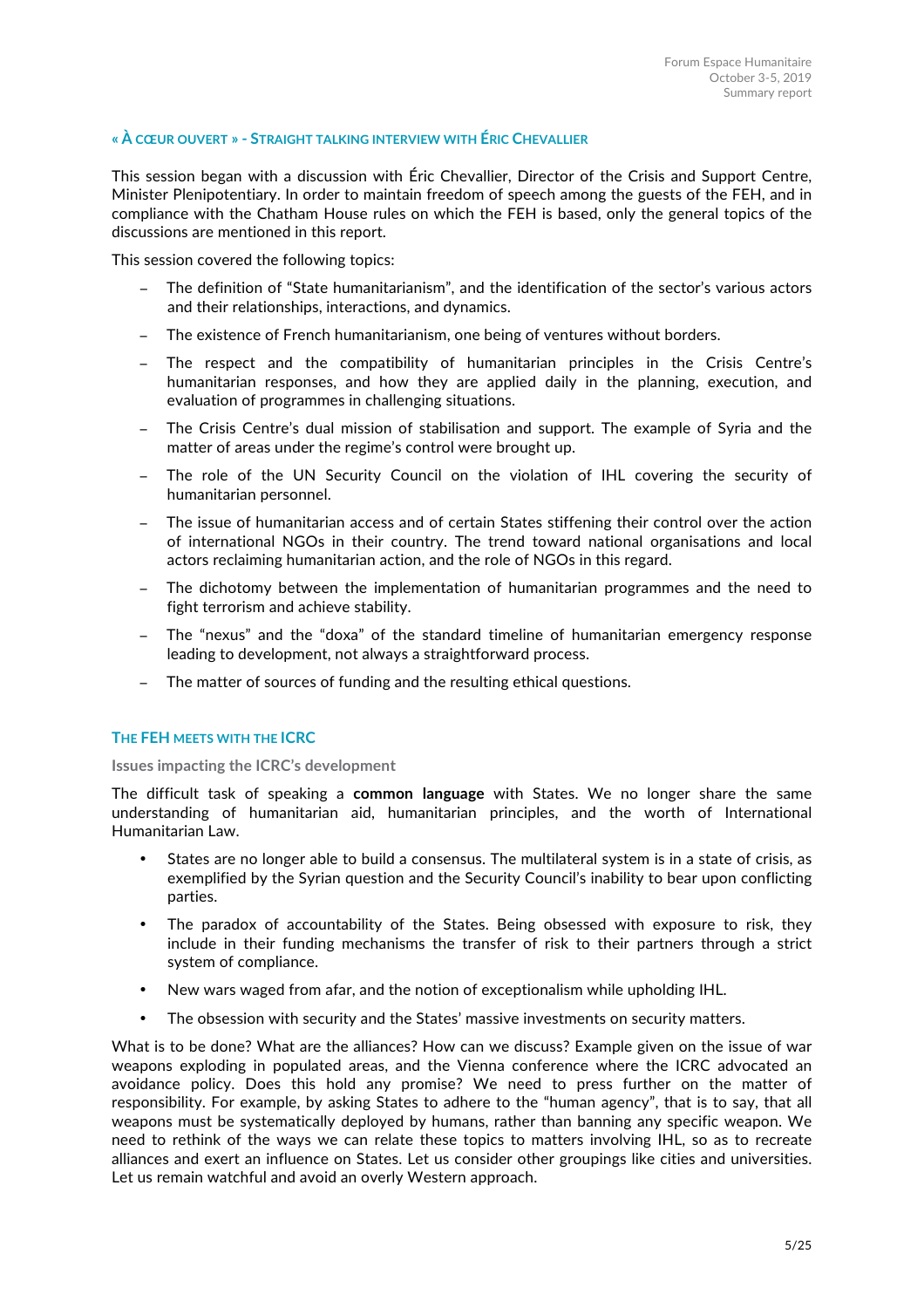## « À CŒUR OUVERT » - STRAIGHT TALKING INTERVIEW WITH ÉRIC CHEVALLIER

This session began with a discussion with Éric Chevallier, Director of the Crisis and Support Centre, Minister Plenipotentiary. In order to maintain freedom of speech among the guests of the FEH, and in compliance with the Chatham House rules on which the FEH is based, only the general topics of the discussions are mentioned in this report.

This session covered the following topics:

- The definition of "State humanitarianism", and the identification of the sector's various actors and their relationships, interactions, and dynamics.
- The existence of French humanitarianism, one being of ventures without borders.
- The respect and the compatibility of humanitarian principles in the Crisis Centre's humanitarian responses, and how they are applied daily in the planning, execution, and evaluation of programmes in challenging situations.
- The Crisis Centre's dual mission of stabilisation and support. The example of Syria and the matter of areas under the regime's control were brought up.
- The role of the UN Security Council on the violation of IHL covering the security of humanitarian personnel.
- The issue of humanitarian access and of certain States stiffening their control over the action of international NGOs in their country. The trend toward national organisations and local actors reclaiming humanitarian action, and the role of NGOs in this regard.
- The dichotomy between the implementation of humanitarian programmes and the need to fight terrorism and achieve stability.
- The "nexus" and the "doxa" of the standard timeline of humanitarian emergency response leading to development, not always a straightforward process.
- The matter of sources of funding and the resulting ethical questions.

## THE FEH MEETS WITH THE ICRC

### Issues impacting the ICRC's development

The difficult task of speaking a **common language** with States. We no longer share the same understanding of humanitarian aid, humanitarian principles, and the worth of International Humanitarian Law.

- States are no longer able to build a consensus. The multilateral system is in a state of crisis, as exemplified by the Syrian question and the Security Council's inability to bear upon conflicting parties.
- The paradox of accountability of the States. Being obsessed with exposure to risk, they include in their funding mechanisms the transfer of risk to their partners through a strict system of compliance.
- New wars waged from afar, and the notion of exceptionalism while upholding IHL.
- The obsession with security and the States' massive investments on security matters.

What is to be done? What are the alliances? How can we discuss? Example given on the issue of war weapons exploding in populated areas, and the Vienna conference where the ICRC advocated an avoidance policy. Does this hold any promise? We need to press further on the matter of responsibility. For example, by asking States to adhere to the "human agency", that is to say, that all weapons must be systematically deployed by humans, rather than banning any specific weapon. We need to rethink of the ways we can relate these topics to matters involving IHL, so as to recreate alliances and exert an influence on States. Let us consider other groupings like cities and universities. Let us remain watchful and avoid an overly Western approach.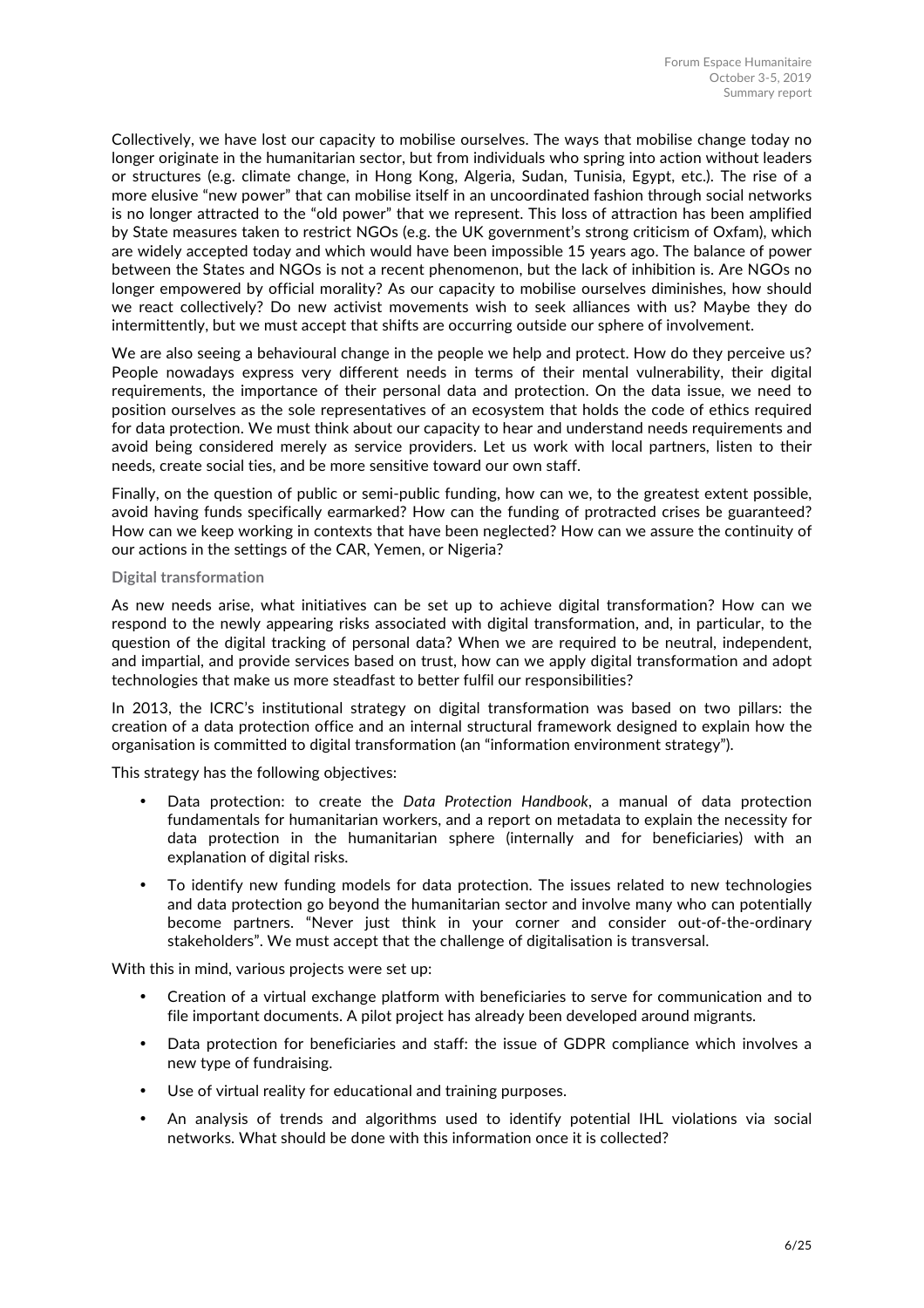Collectively, we have lost our capacity to mobilise ourselves. The ways that mobilise change today no longer originate in the humanitarian sector, but from individuals who spring into action without leaders or structures (e.g. climate change, in Hong Kong, Algeria, Sudan, Tunisia, Egypt, etc.). The rise of a more elusive "new power" that can mobilise itself in an uncoordinated fashion through social networks is no longer attracted to the "old power" that we represent. This loss of attraction has been amplified by State measures taken to restrict NGOs (e.g. the UK government's strong criticism of Oxfam), which are widely accepted today and which would have been impossible 15 years ago. The balance of power between the States and NGOs is not a recent phenomenon, but the lack of inhibition is. Are NGOs no longer empowered by official morality? As our capacity to mobilise ourselves diminishes, how should we react collectively? Do new activist movements wish to seek alliances with us? Maybe they do intermittently, but we must accept that shifts are occurring outside our sphere of involvement.

We are also seeing a behavioural change in the people we help and protect. How do they perceive us? People nowadays express very different needs in terms of their mental vulnerability, their digital requirements, the importance of their personal data and protection. On the data issue, we need to position ourselves as the sole representatives of an ecosystem that holds the code of ethics required for data protection. We must think about our capacity to hear and understand needs requirements and avoid being considered merely as service providers. Let us work with local partners, listen to their needs, create social ties, and be more sensitive toward our own staff.

Finally, on the question of public or semi-public funding, how can we, to the greatest extent possible, avoid having funds specifically earmarked? How can the funding of protracted crises be guaranteed? How can we keep working in contexts that have been neglected? How can we assure the continuity of our actions in the settings of the CAR, Yemen, or Nigeria?

### Digital transformation

As new needs arise, what initiatives can be set up to achieve digital transformation? How can we respond to the newly appearing risks associated with digital transformation, and, in particular, to the question of the digital tracking of personal data? When we are required to be neutral, independent, and impartial, and provide services based on trust, how can we apply digital transformation and adopt technologies that make us more steadfast to better fulfil our responsibilities?

In 2013, the ICRC's institutional strategy on digital transformation was based on two pillars: the creation of a data protection office and an internal structural framework designed to explain how the organisation is committed to digital transformation (an "information environment strategy").

This strategy has the following objectives:

- Data protection: to create the *Data Protection Handbook*, a manual of data protection fundamentals for humanitarian workers, and a report on metadata to explain the necessity for data protection in the humanitarian sphere (internally and for beneficiaries) with an explanation of digital risks.
- To identify new funding models for data protection. The issues related to new technologies and data protection go beyond the humanitarian sector and involve many who can potentially become partners. "Never just think in your corner and consider out-of-the-ordinary stakeholders". We must accept that the challenge of digitalisation is transversal.

With this in mind, various projects were set up:

- Creation of a virtual exchange platform with beneficiaries to serve for communication and to file important documents. A pilot project has already been developed around migrants.
- Data protection for beneficiaries and staff: the issue of GDPR compliance which involves a new type of fundraising.
- Use of virtual reality for educational and training purposes.
- An analysis of trends and algorithms used to identify potential IHL violations via social networks. What should be done with this information once it is collected?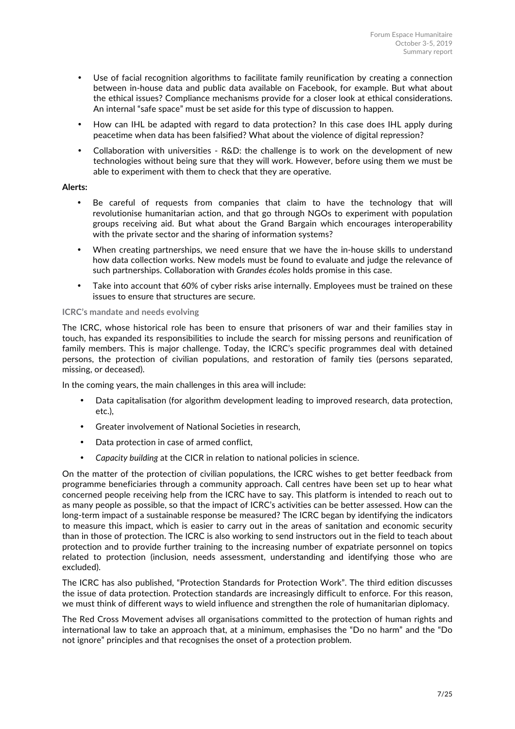- Use of facial recognition algorithms to facilitate family reunification by creating a connection between in-house data and public data available on Facebook, for example. But what about the ethical issues? Compliance mechanisms provide for a closer look at ethical considerations. An internal "safe space" must be set aside for this type of discussion to happen.
- How can IHL be adapted with regard to data protection? In this case does IHL apply during peacetime when data has been falsified? What about the violence of digital repression?
- Collaboration with universities - R&D: the challenge is to work on the development of new technologies without being sure that they will work. However, before using them we must be able to experiment with them to check that they are operative.

**Alerts:**

- Be careful of requests from companies that claim to have the technology that will revolutionise humanitarian action, and that go through NGOs to experiment with population groups receiving aid. But what about the Grand Bargain which encourages interoperability with the private sector and the sharing of information systems?
- When creating partnerships, we need ensure that we have the in-house skills to understand how data collection works. New models must be found to evaluate and judge the relevance of such partnerships. Collaboration with *Grandes écoles* holds promise in this case.
- Take into account that 60% of cyber risks arise internally. Employees must be trained on these issues to ensure that structures are secure.

### ICRC's mandate and needs evolving

The ICRC, whose historical role has been to ensure that prisoners of war and their families stay in touch, has expanded its responsibilities to include the search for missing persons and reunification of family members. This is major challenge. Today, the ICRC's specific programmes deal with detained persons, the protection of civilian populations, and restoration of family ties (persons separated, missing, or deceased).

In the coming years, the main challenges in this area will include:

- Data capitalisation (for algorithm development leading to improved research, data protection, etc.),
- Greater involvement of National Societies in research,
- Data protection in case of armed conflict,
- *Capacity building* at the CICR in relation to national policies in science.

On the matter of the protection of civilian populations, the ICRC wishes to get better feedback from programme beneficiaries through a community approach. Call centres have been set up to hear what concerned people receiving help from the ICRC have to say. This platform is intended to reach out to as many people as possible, so that the impact of ICRC's activities can be better assessed. How can the long-term impact of a sustainable response be measured? The ICRC began by identifying the indicators to measure this impact, which is easier to carry out in the areas of sanitation and economic security than in those of protection. The ICRC is also working to send instructors out in the field to teach about protection and to provide further training to the increasing number of expatriate personnel on topics related to protection (inclusion, needs assessment, understanding and identifying those who are excluded).

The ICRC has also published, "Protection Standards for Protection Work". The third edition discusses the issue of data protection. Protection standards are increasingly difficult to enforce. For this reason, we must think of different ways to wield influence and strengthen the role of humanitarian diplomacy.

The Red Cross Movement advises all organisations committed to the protection of human rights and international law to take an approach that, at a minimum, emphasises the "Do no harm" and the "Do not ignore" principles and that recognises the onset of a protection problem.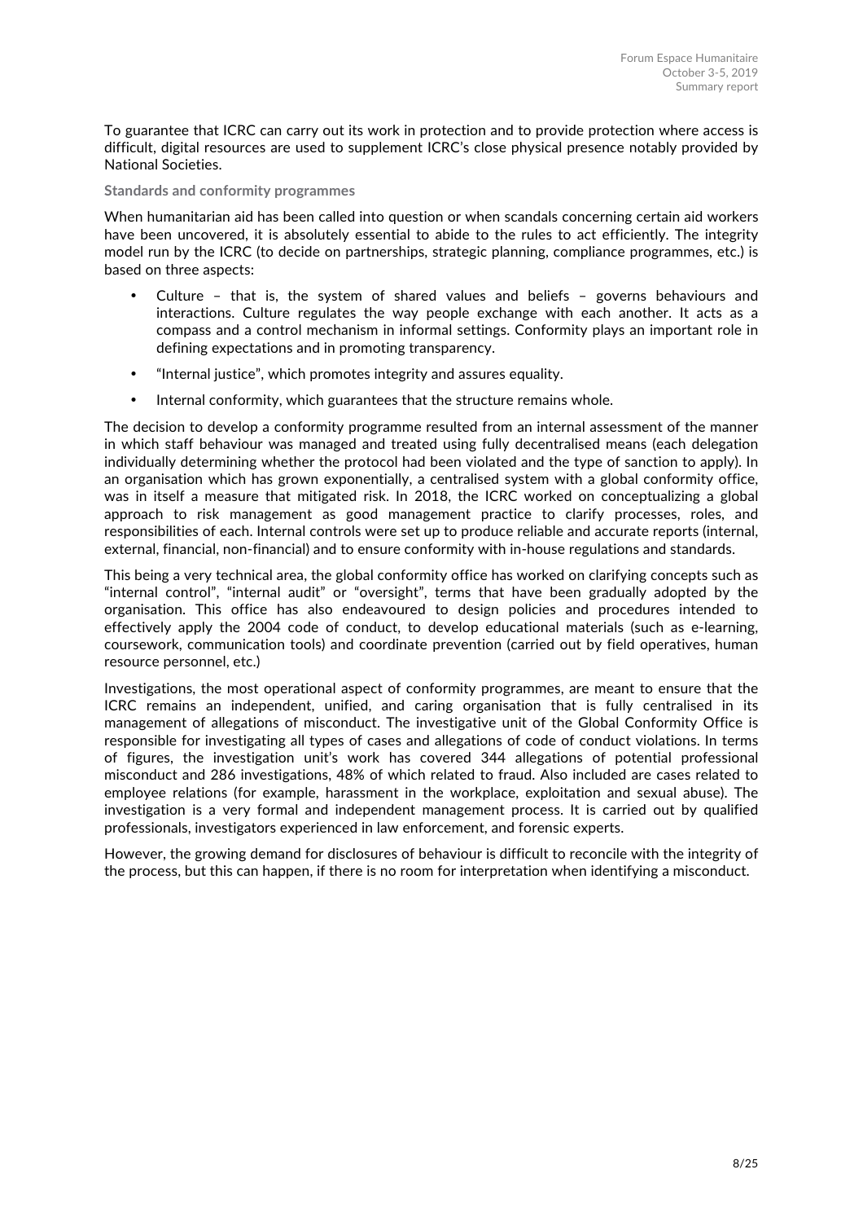To guarantee that ICRC can carry out its work in protection and to provide protection where access is difficult, digital resources are used to supplement ICRC's close physical presence notably provided by National Societies.

### Standards and conformity programmes

When humanitarian aid has been called into question or when scandals concerning certain aid workers have been uncovered, it is absolutely essential to abide to the rules to act efficiently. The integrity model run by the ICRC (to decide on partnerships, strategic planning, compliance programmes, etc.) is based on three aspects:

- Culture – that is, the system of shared values and beliefs – governs behaviours and interactions. Culture regulates the way people exchange with each another. It acts as a compass and a control mechanism in informal settings. Conformity plays an important role in defining expectations and in promoting transparency.
- "Internal justice", which promotes integrity and assures equality.
- Internal conformity, which guarantees that the structure remains whole.

The decision to develop a conformity programme resulted from an internal assessment of the manner in which staff behaviour was managed and treated using fully decentralised means (each delegation individually determining whether the protocol had been violated and the type of sanction to apply). In an organisation which has grown exponentially, a centralised system with a global conformity office, was in itself a measure that mitigated risk. In 2018, the ICRC worked on conceptualizing a global approach to risk management as good management practice to clarify processes, roles, and responsibilities of each. Internal controls were set up to produce reliable and accurate reports (internal, external, financial, non-financial) and to ensure conformity with in-house regulations and standards.

This being a very technical area, the global conformity office has worked on clarifying concepts such as "internal control", "internal audit" or "oversight", terms that have been gradually adopted by the organisation. This office has also endeavoured to design policies and procedures intended to effectively apply the 2004 code of conduct, to develop educational materials (such as e-learning, coursework, communication tools) and coordinate prevention (carried out by field operatives, human resource personnel, etc.)

Investigations, the most operational aspect of conformity programmes, are meant to ensure that the ICRC remains an independent, unified, and caring organisation that is fully centralised in its management of allegations of misconduct. The investigative unit of the Global Conformity Office is responsible for investigating all types of cases and allegations of code of conduct violations. In terms of figures, the investigation unit's work has covered 344 allegations of potential professional misconduct and 286 investigations, 48% of which related to fraud. Also included are cases related to employee relations (for example, harassment in the workplace, exploitation and sexual abuse). The investigation is a very formal and independent management process. It is carried out by qualified professionals, investigators experienced in law enforcement, and forensic experts.

However, the growing demand for disclosures of behaviour is difficult to reconcile with the integrity of the process, but this can happen, if there is no room for interpretation when identifying a misconduct.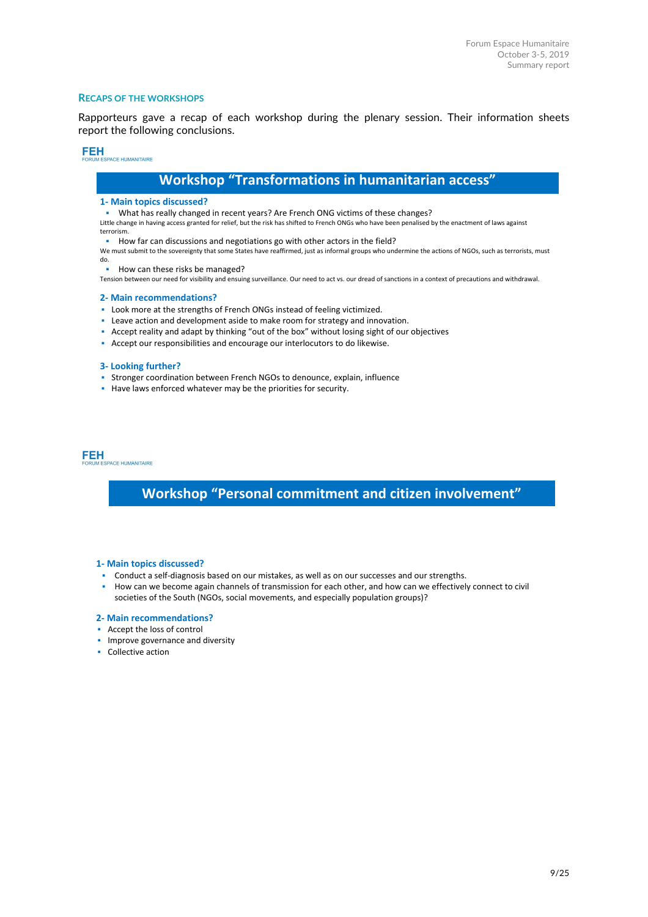## Recaps of the workshops

Rapporteurs gave a recap of each workshop during the plenary session. Their information sheets report the following conclusions.

FEH
FORUM ESPACE HUMANITAIRE

### Workshop "Transformations in humanitarian access"

#### 1- Main topics discussed?

- What has really changed in recent years? Are French ONG victims of these changes?

Little change in having access granted for relief, but the risk has shifted to French ONGs who have been penalised by the enactment of laws against terrorism.

- How far can discussions and negotiations go with other actors in the field?

We must submit to the sovereignty that some States have reaffirmed, just as informal groups who undermine the actions of NGOs, such as terrorists, must do.

- How can these risks be managed?

Tension between our need for visibility and ensuing surveillance. Our need to act vs. our dread of sanctions in a context of precautions and withdrawal.

#### 2- Main recommendations?

- Look more at the strengths of French ONGs instead of feeling victimized.
- Leave action and development aside to make room for strategy and innovation.
- Accept reality and adapt by thinking "out of the box" without losing sight of our objectives
- Accept our responsibilities and encourage our interlocutors to do likewise.

#### 3- Looking further?

- Stronger coordination between French NGOs to denounce, explain, influence
- Have laws enforced whatever may be the priorities for security.

FEH
FORUM ESPACE HUMANITAIRE

### Workshop "Personal commitment and citizen involvement"

#### 1- Main topics discussed?

- Conduct a self-diagnosis based on our mistakes, as well as on our successes and our strengths.
- How can we become again channels of transmission for each other, and how can we effectively connect to civil societies of the South (NGOs, social movements, and especially population groups)?

#### 2- Main recommendations?

- Accept the loss of control
- Improve governance and diversity
- Collective action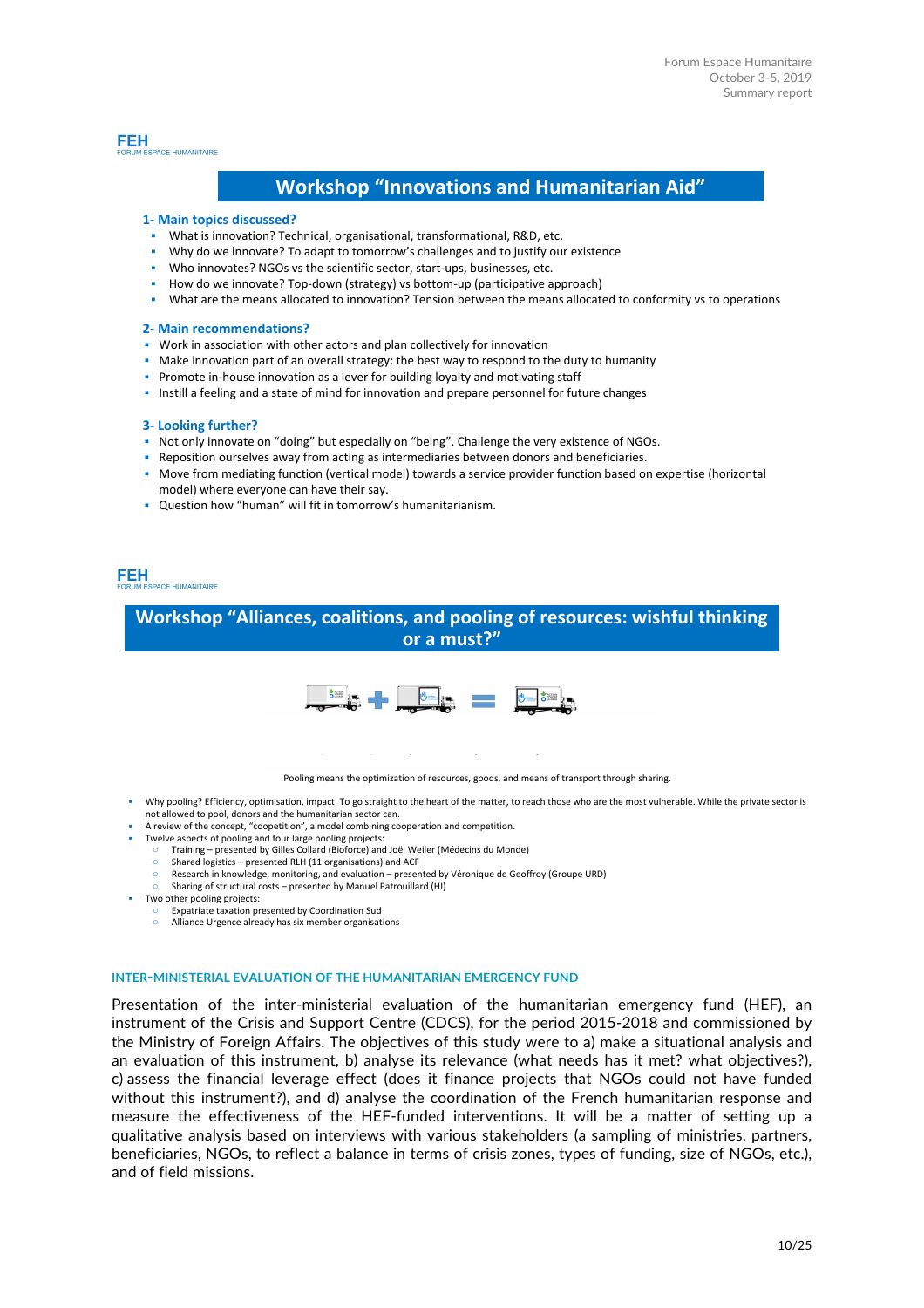FEH
FORUM ESPACE HUMANITAIRE

## Workshop "Innovations and Humanitarian Aid"

### 1- Main topics discussed?

- What is innovation? Technical, organisational, transformational, R&D, etc.
- Why do we innovate? To adapt to tomorrow's challenges and to justify our existence
- Who innovates? NGOs vs the scientific sector, start-ups, businesses, etc.
- How do we innovate? Top-down (strategy) vs bottom-up (participative approach)
- What are the means allocated to innovation? Tension between the means allocated to conformity vs to operations

### 2- Main recommendations?

- Work in association with other actors and plan collectively for innovation
- Make innovation part of an overall strategy: the best way to respond to the duty to humanity
- Promote in-house innovation as a lever for building loyalty and motivating staff
- Instill a feeling and a state of mind for innovation and prepare personnel for future changes

### 3- Looking further?

- Not only innovate on "doing" but especially on "being". Challenge the very existence of NGOs.
- Reposition ourselves away from acting as intermediaries between donors and beneficiaries.
- Move from mediating function (vertical model) towards a service provider function based on expertise (horizontal model) where everyone can have their say.
- Question how "human" will fit in tomorrow's humanitarianism.

FEH
FORUM ESPACE HUMANITAIRE

## Workshop "Alliances, coalitions, and pooling of resources: wishful thinking or a must?"

Pooling means the optimization of resources, goods, and means of transport through sharing.

- Why pooling? Efficiency, optimisation, impact. To go straight to the heart of the matter, to reach those who are the most vulnerable. While the private sector is not allowed to pool, donors and the humanitarian sector can.
- A review of the concept, "coopetition", a model combining cooperation and competition.
- Twelve aspects of pooling and four large pooling projects:
  - Training – presented by Gilles Collard (Bioforce) and Joël Weiler (Médecins du Monde)
  - Shared logistics – presented RLH (11 organisations) and ACF
  - Research in knowledge, monitoring, and evaluation – presented by Véronique de Geoffroy (Groupe URD)
  - Sharing of structural costs – presented by Manuel Patrouillard (HI)
- Two other pooling projects:
  - Expatriate taxation presented by Coordination Sud
  - Alliance Urgence already has six member organisations

### INTER-MINISTERIAL EVALUATION OF THE HUMANITARIAN EMERGENCY FUND

Presentation of the inter-ministerial evaluation of the humanitarian emergency fund (HEF), an instrument of the Crisis and Support Centre (CDCS), for the period 2015-2018 and commissioned by the Ministry of Foreign Affairs. The objectives of this study were to a) make a situational analysis and an evaluation of this instrument, b) analyse its relevance (what needs has it met? what objectives?), c) assess the financial leverage effect (does it finance projects that NGOs could not have funded without this instrument?), and d) analyse the coordination of the French humanitarian response and measure the effectiveness of the HEF-funded interventions. It will be a matter of setting up a qualitative analysis based on interviews with various stakeholders (a sampling of ministries, partners, beneficiaries, NGOs, to reflect a balance in terms of crisis zones, types of funding, size of NGOs, etc.), and of field missions.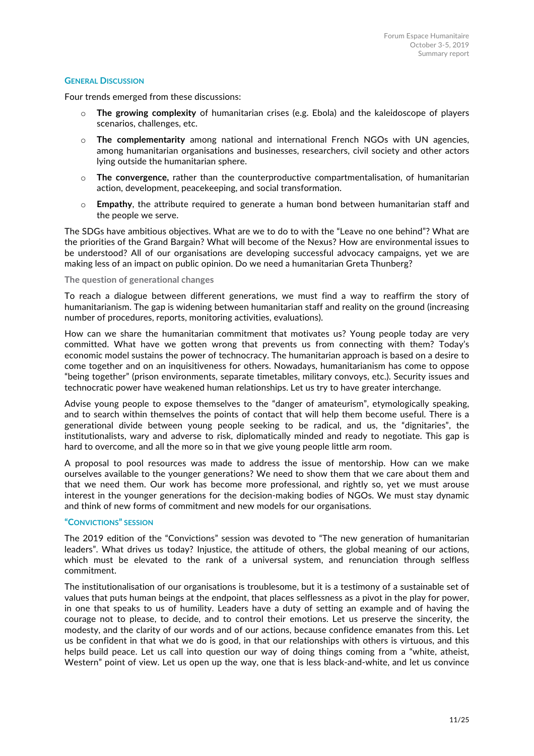### General Discussion

Four trends emerged from these discussions:

- **The growing complexity** of humanitarian crises (e.g. Ebola) and the kaleidoscope of players scenarios, challenges, etc.
- **The complementarity** among national and international French NGOs with UN agencies, among humanitarian organisations and businesses, researchers, civil society and other actors lying outside the humanitarian sphere.
- **The convergence,** rather than the counterproductive compartmentalisation, of humanitarian action, development, peacekeeping, and social transformation.
- **Empathy**, the attribute required to generate a human bond between humanitarian staff and the people we serve.

The SDGs have ambitious objectives. What are we to do to with the "Leave no one behind"? What are the priorities of the Grand Bargain? What will become of the Nexus? How are environmental issues to be understood? All of our organisations are developing successful advocacy campaigns, yet we are making less of an impact on public opinion. Do we need a humanitarian Greta Thunberg?

#### The question of generational changes

To reach a dialogue between different generations, we must find a way to reaffirm the story of humanitarianism. The gap is widening between humanitarian staff and reality on the ground (increasing number of procedures, reports, monitoring activities, evaluations).

How can we share the humanitarian commitment that motivates us? Young people today are very committed. What have we gotten wrong that prevents us from connecting with them? Today's economic model sustains the power of technocracy. The humanitarian approach is based on a desire to come together and on an inquisitiveness for others. Nowadays, humanitarianism has come to oppose "being together" (prison environments, separate timetables, military convoys, etc.). Security issues and technocratic power have weakened human relationships. Let us try to have greater interchange.

Advise young people to expose themselves to the "danger of amateurism", etymologically speaking, and to search within themselves the points of contact that will help them become useful. There is a generational divide between young people seeking to be radical, and us, the "dignitaries", the institutionalists, wary and adverse to risk, diplomatically minded and ready to negotiate. This gap is hard to overcome, and all the more so in that we give young people little arm room.

A proposal to pool resources was made to address the issue of mentorship. How can we make ourselves available to the younger generations? We need to show them that we care about them and that we need them. Our work has become more professional, and rightly so, yet we must arouse interest in the younger generations for the decision-making bodies of NGOs. We must stay dynamic and think of new forms of commitment and new models for our organisations.

### "Convictions" session

The 2019 edition of the "Convictions" session was devoted to "The new generation of humanitarian leaders". What drives us today? Injustice, the attitude of others, the global meaning of our actions, which must be elevated to the rank of a universal system, and renunciation through selfless commitment.

The institutionalisation of our organisations is troublesome, but it is a testimony of a sustainable set of values that puts human beings at the endpoint, that places selflessness as a pivot in the play for power, in one that speaks to us of humility. Leaders have a duty of setting an example and of having the courage not to please, to decide, and to control their emotions. Let us preserve the sincerity, the modesty, and the clarity of our words and of our actions, because confidence emanates from this. Let us be confident in that what we do is good, in that our relationships with others is virtuous, and this helps build peace. Let us call into question our way of doing things coming from a "white, atheist, Western" point of view. Let us open up the way, one that is less black-and-white, and let us convince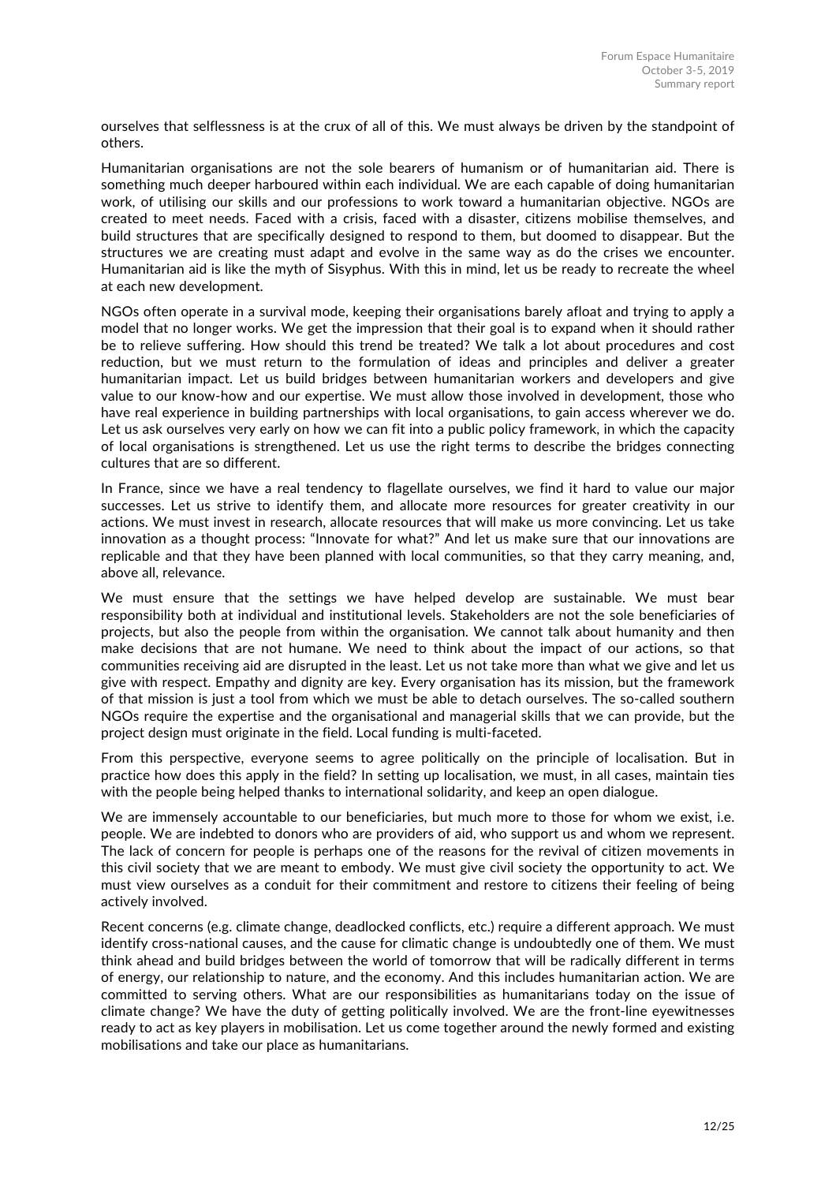ourselves that selflessness is at the crux of all of this. We must always be driven by the standpoint of others.

Humanitarian organisations are not the sole bearers of humanism or of humanitarian aid. There is something much deeper harboured within each individual. We are each capable of doing humanitarian work, of utilising our skills and our professions to work toward a humanitarian objective. NGOs are created to meet needs. Faced with a crisis, faced with a disaster, citizens mobilise themselves, and build structures that are specifically designed to respond to them, but doomed to disappear. But the structures we are creating must adapt and evolve in the same way as do the crises we encounter. Humanitarian aid is like the myth of Sisyphus. With this in mind, let us be ready to recreate the wheel at each new development.

NGOs often operate in a survival mode, keeping their organisations barely afloat and trying to apply a model that no longer works. We get the impression that their goal is to expand when it should rather be to relieve suffering. How should this trend be treated? We talk a lot about procedures and cost reduction, but we must return to the formulation of ideas and principles and deliver a greater humanitarian impact. Let us build bridges between humanitarian workers and developers and give value to our know-how and our expertise. We must allow those involved in development, those who have real experience in building partnerships with local organisations, to gain access wherever we do. Let us ask ourselves very early on how we can fit into a public policy framework, in which the capacity of local organisations is strengthened. Let us use the right terms to describe the bridges connecting cultures that are so different.

In France, since we have a real tendency to flagellate ourselves, we find it hard to value our major successes. Let us strive to identify them, and allocate more resources for greater creativity in our actions. We must invest in research, allocate resources that will make us more convincing. Let us take innovation as a thought process: "Innovate for what?" And let us make sure that our innovations are replicable and that they have been planned with local communities, so that they carry meaning, and, above all, relevance.

We must ensure that the settings we have helped develop are sustainable. We must bear responsibility both at individual and institutional levels. Stakeholders are not the sole beneficiaries of projects, but also the people from within the organisation. We cannot talk about humanity and then make decisions that are not humane. We need to think about the impact of our actions, so that communities receiving aid are disrupted in the least. Let us not take more than what we give and let us give with respect. Empathy and dignity are key. Every organisation has its mission, but the framework of that mission is just a tool from which we must be able to detach ourselves. The so-called southern NGOs require the expertise and the organisational and managerial skills that we can provide, but the project design must originate in the field. Local funding is multi-faceted.

From this perspective, everyone seems to agree politically on the principle of localisation. But in practice how does this apply in the field? In setting up localisation, we must, in all cases, maintain ties with the people being helped thanks to international solidarity, and keep an open dialogue.

We are immensely accountable to our beneficiaries, but much more to those for whom we exist, i.e. people. We are indebted to donors who are providers of aid, who support us and whom we represent. The lack of concern for people is perhaps one of the reasons for the revival of citizen movements in this civil society that we are meant to embody. We must give civil society the opportunity to act. We must view ourselves as a conduit for their commitment and restore to citizens their feeling of being actively involved.

Recent concerns (e.g. climate change, deadlocked conflicts, etc.) require a different approach. We must identify cross-national causes, and the cause for climatic change is undoubtedly one of them. We must think ahead and build bridges between the world of tomorrow that will be radically different in terms of energy, our relationship to nature, and the economy. And this includes humanitarian action. We are committed to serving others. What are our responsibilities as humanitarians today on the issue of climate change? We have the duty of getting politically involved. We are the front-line eyewitnesses ready to act as key players in mobilisation. Let us come together around the newly formed and existing mobilisations and take our place as humanitarians.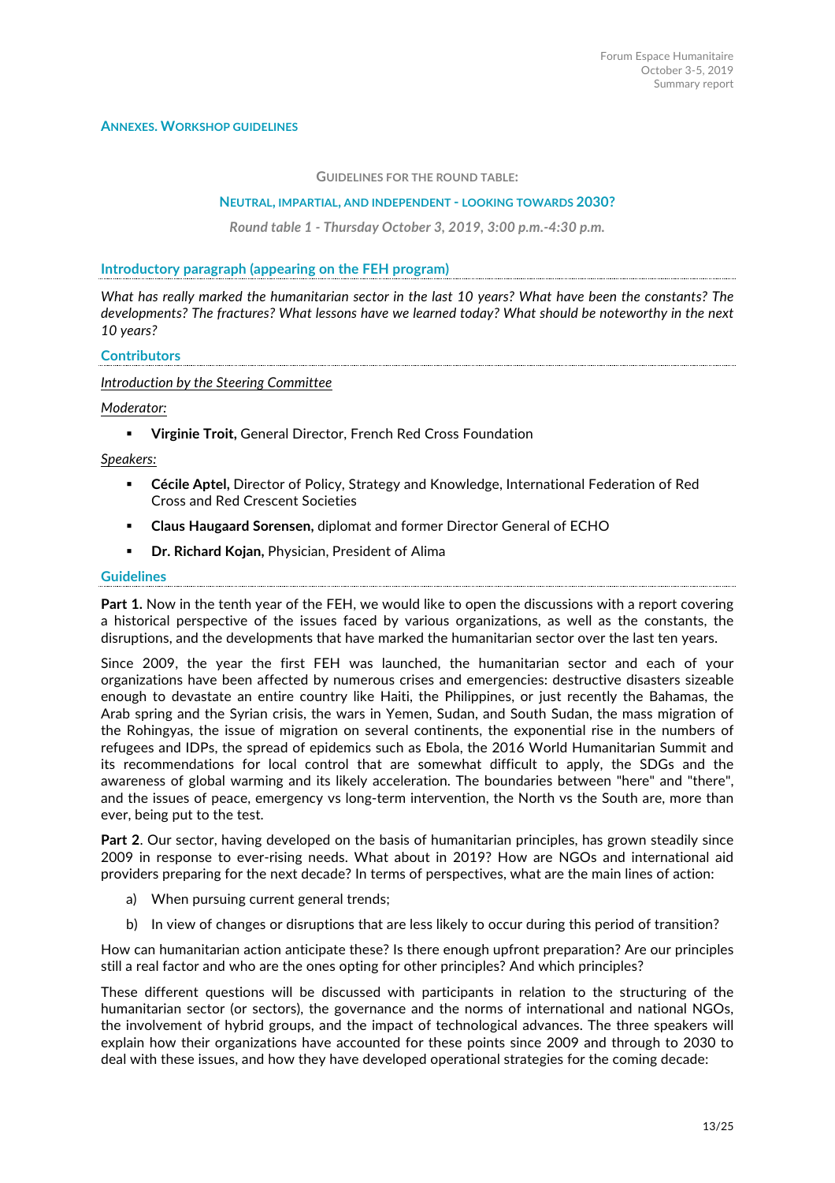## ANNEXES. WORKSHOP GUIDELINES

### GUIDELINES FOR THE ROUND TABLE:

### NEUTRAL, IMPARTIAL, AND INDEPENDENT - LOOKING TOWARDS 2030?

*Round table 1 - Thursday October 3, 2019, 3:00 p.m.-4:30 p.m.*

#### Introductory paragraph (appearing on the FEH program)

*What has really marked the humanitarian sector in the last 10 years? What have been the constants? The developments? The fractures? What lessons have we learned today? What should be noteworthy in the next 10 years?*

#### Contributors

*Introduction by the Steering Committee*

*Moderator:*

- **Virginie Troit,** General Director, French Red Cross Foundation

*Speakers:*

- **Cécile Aptel,** Director of Policy, Strategy and Knowledge, International Federation of Red Cross and Red Crescent Societies
- **Claus Haugaard Sorensen,** diplomat and former Director General of ECHO
- **Dr. Richard Kojan,** Physician, President of Alima

#### Guidelines

**Part 1.** Now in the tenth year of the FEH, we would like to open the discussions with a report covering a historical perspective of the issues faced by various organizations, as well as the constants, the disruptions, and the developments that have marked the humanitarian sector over the last ten years.

Since 2009, the year the first FEH was launched, the humanitarian sector and each of your organizations have been affected by numerous crises and emergencies: destructive disasters sizeable enough to devastate an entire country like Haiti, the Philippines, or just recently the Bahamas, the Arab spring and the Syrian crisis, the wars in Yemen, Sudan, and South Sudan, the mass migration of the Rohingyas, the issue of migration on several continents, the exponential rise in the numbers of refugees and IDPs, the spread of epidemics such as Ebola, the 2016 World Humanitarian Summit and its recommendations for local control that are somewhat difficult to apply, the SDGs and the awareness of global warming and its likely acceleration. The boundaries between "here" and "there", and the issues of peace, emergency vs long-term intervention, the North vs the South are, more than ever, being put to the test.

**Part 2**. Our sector, having developed on the basis of humanitarian principles, has grown steadily since 2009 in response to ever-rising needs. What about in 2019? How are NGOs and international aid providers preparing for the next decade? In terms of perspectives, what are the main lines of action:

a) When pursuing current general trends;

b) In view of changes or disruptions that are less likely to occur during this period of transition?

How can humanitarian action anticipate these? Is there enough upfront preparation? Are our principles still a real factor and who are the ones opting for other principles? And which principles?

These different questions will be discussed with participants in relation to the structuring of the humanitarian sector (or sectors), the governance and the norms of international and national NGOs, the involvement of hybrid groups, and the impact of technological advances. The three speakers will explain how their organizations have accounted for these points since 2009 and through to 2030 to deal with these issues, and how they have developed operational strategies for the coming decade: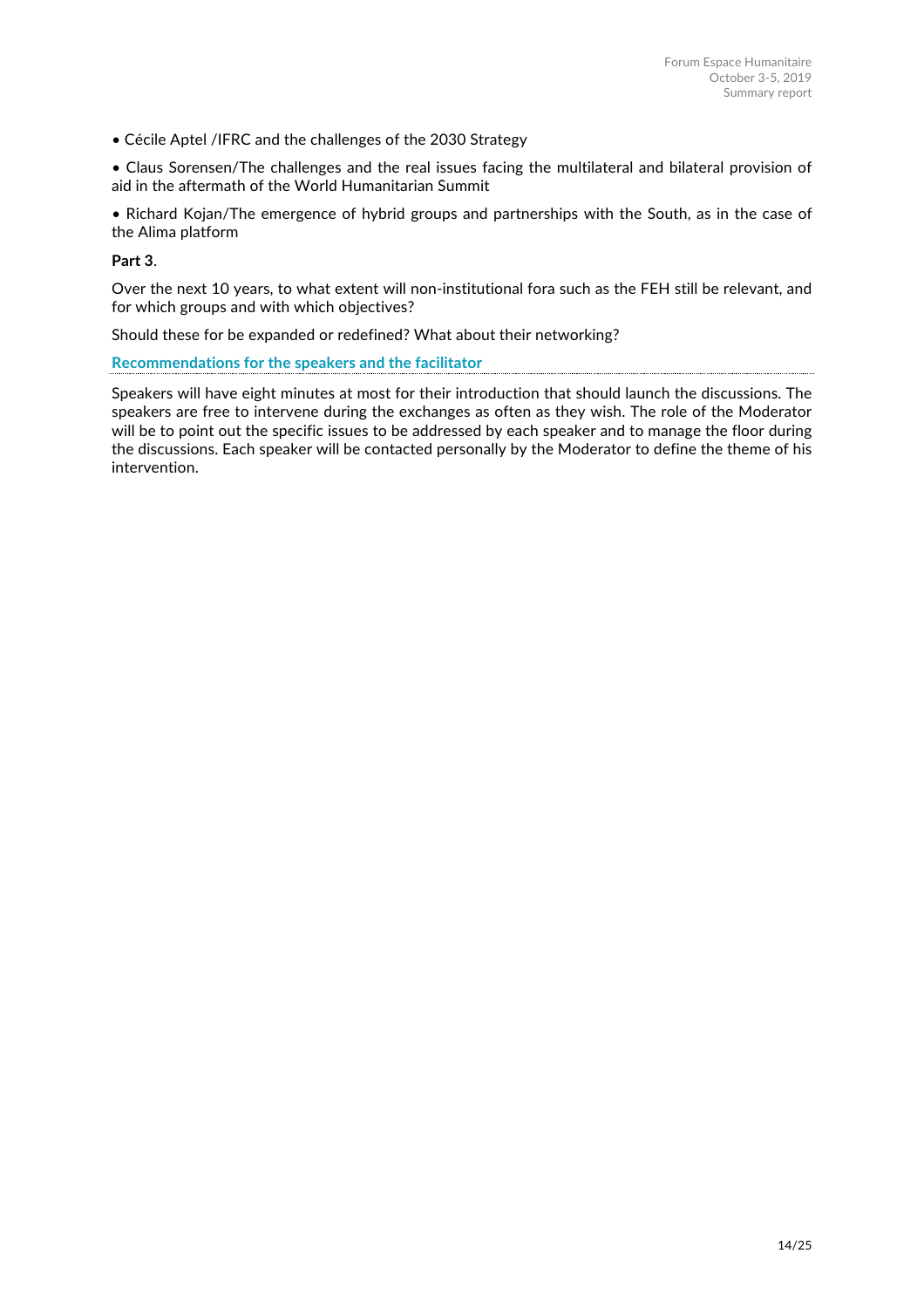- Cécile Aptel /IFRC and the challenges of the 2030 Strategy
- Claus Sorensen/The challenges and the real issues facing the multilateral and bilateral provision of aid in the aftermath of the World Humanitarian Summit
- Richard Kojan/The emergence of hybrid groups and partnerships with the South, as in the case of the Alima platform

**Part 3**.

Over the next 10 years, to what extent will non-institutional fora such as the FEH still be relevant, and for which groups and with which objectives?

Should these for be expanded or redefined? What about their networking?

### Recommendations for the speakers and the facilitator

Speakers will have eight minutes at most for their introduction that should launch the discussions. The speakers are free to intervene during the exchanges as often as they wish. The role of the Moderator will be to point out the specific issues to be addressed by each speaker and to manage the floor during the discussions. Each speaker will be contacted personally by the Moderator to define the theme of his intervention.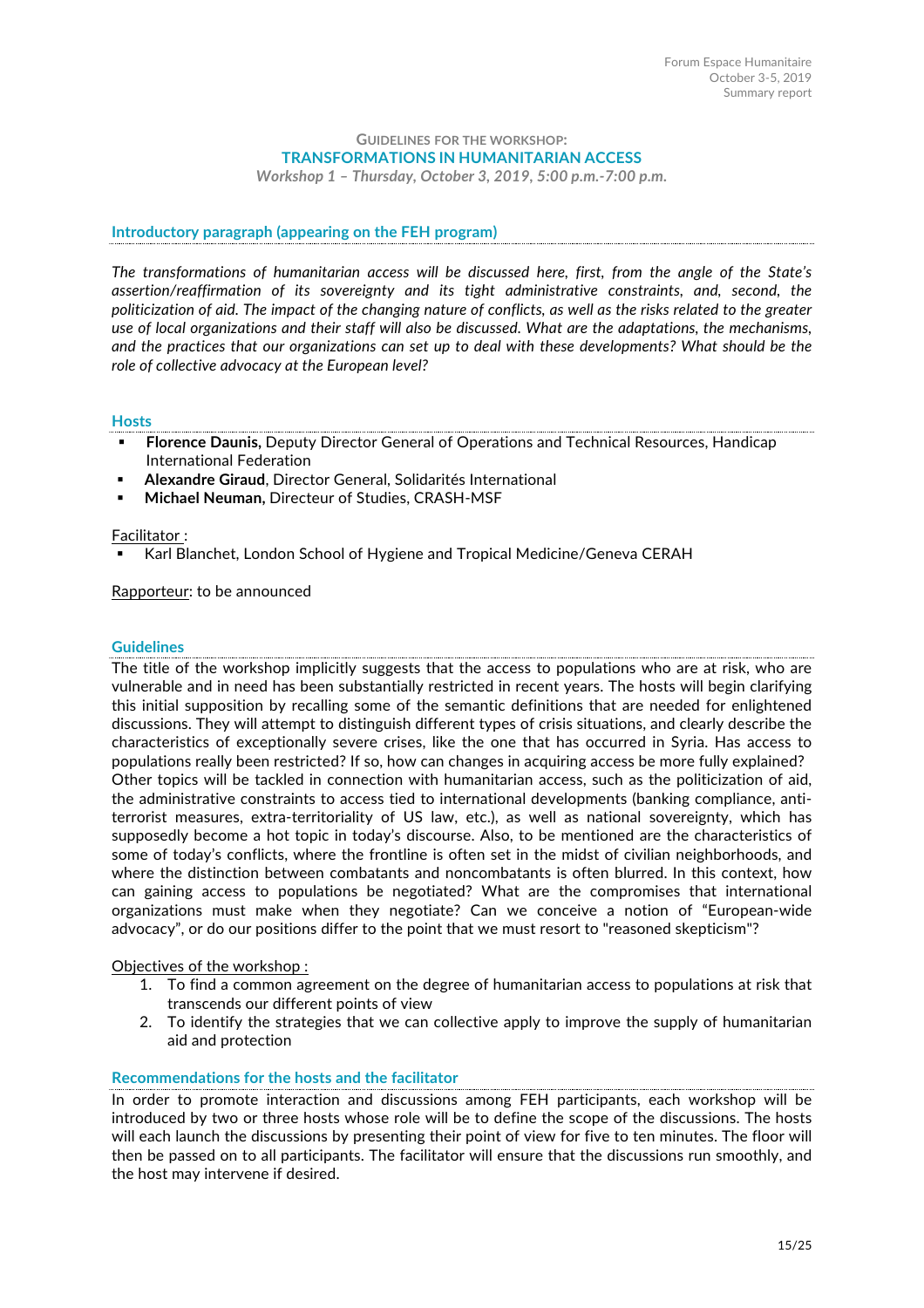### Guidelines for the workshop:

## TRANSFORMATIONS IN HUMANITARIAN ACCESS

*Workshop 1 – Thursday, October 3, 2019, 5:00 p.m.-7:00 p.m.*

### Introductory paragraph (appearing on the FEH program)

*The transformations of humanitarian access will be discussed here, first, from the angle of the State's assertion/reaffirmation of its sovereignty and its tight administrative constraints, and, second, the politicization of aid. The impact of the changing nature of conflicts, as well as the risks related to the greater use of local organizations and their staff will also be discussed. What are the adaptations, the mechanisms, and the practices that our organizations can set up to deal with these developments? What should be the role of collective advocacy at the European level?*

### Hosts

- **Florence Daunis,** Deputy Director General of Operations and Technical Resources, Handicap International Federation
- **Alexandre Giraud**, Director General, Solidarités International
- **Michael Neuman,** Directeur of Studies, CRASH-MSF

Facilitator :

- Karl Blanchet, London School of Hygiene and Tropical Medicine/Geneva CERAH

Rapporteur: to be announced

### Guidelines

The title of the workshop implicitly suggests that the access to populations who are at risk, who are vulnerable and in need has been substantially restricted in recent years. The hosts will begin clarifying this initial supposition by recalling some of the semantic definitions that are needed for enlightened discussions. They will attempt to distinguish different types of crisis situations, and clearly describe the characteristics of exceptionally severe crises, like the one that has occurred in Syria. Has access to populations really been restricted? If so, how can changes in acquiring access be more fully explained? Other topics will be tackled in connection with humanitarian access, such as the politicization of aid, the administrative constraints to access tied to international developments (banking compliance, anti-terrorist measures, extra-territoriality of US law, etc.), as well as national sovereignty, which has supposedly become a hot topic in today's discourse. Also, to be mentioned are the characteristics of some of today's conflicts, where the frontline is often set in the midst of civilian neighborhoods, and where the distinction between combatants and noncombatants is often blurred. In this context, how can gaining access to populations be negotiated? What are the compromises that international organizations must make when they negotiate? Can we conceive a notion of "European-wide advocacy", or do our positions differ to the point that we must resort to "reasoned skepticism"?

Objectives of the workshop :

1. To find a common agreement on the degree of humanitarian access to populations at risk that transcends our different points of view
2. To identify the strategies that we can collective apply to improve the supply of humanitarian aid and protection

### Recommendations for the hosts and the facilitator

In order to promote interaction and discussions among FEH participants, each workshop will be introduced by two or three hosts whose role will be to define the scope of the discussions. The hosts will each launch the discussions by presenting their point of view for five to ten minutes. The floor will then be passed on to all participants. The facilitator will ensure that the discussions run smoothly, and the host may intervene if desired.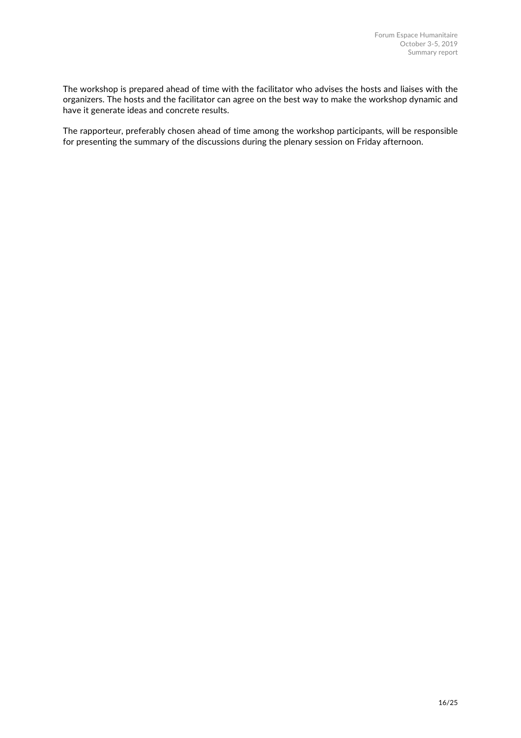The workshop is prepared ahead of time with the facilitator who advises the hosts and liaises with the organizers. The hosts and the facilitator can agree on the best way to make the workshop dynamic and have it generate ideas and concrete results.

The rapporteur, preferably chosen ahead of time among the workshop participants, will be responsible for presenting the summary of the discussions during the plenary session on Friday afternoon.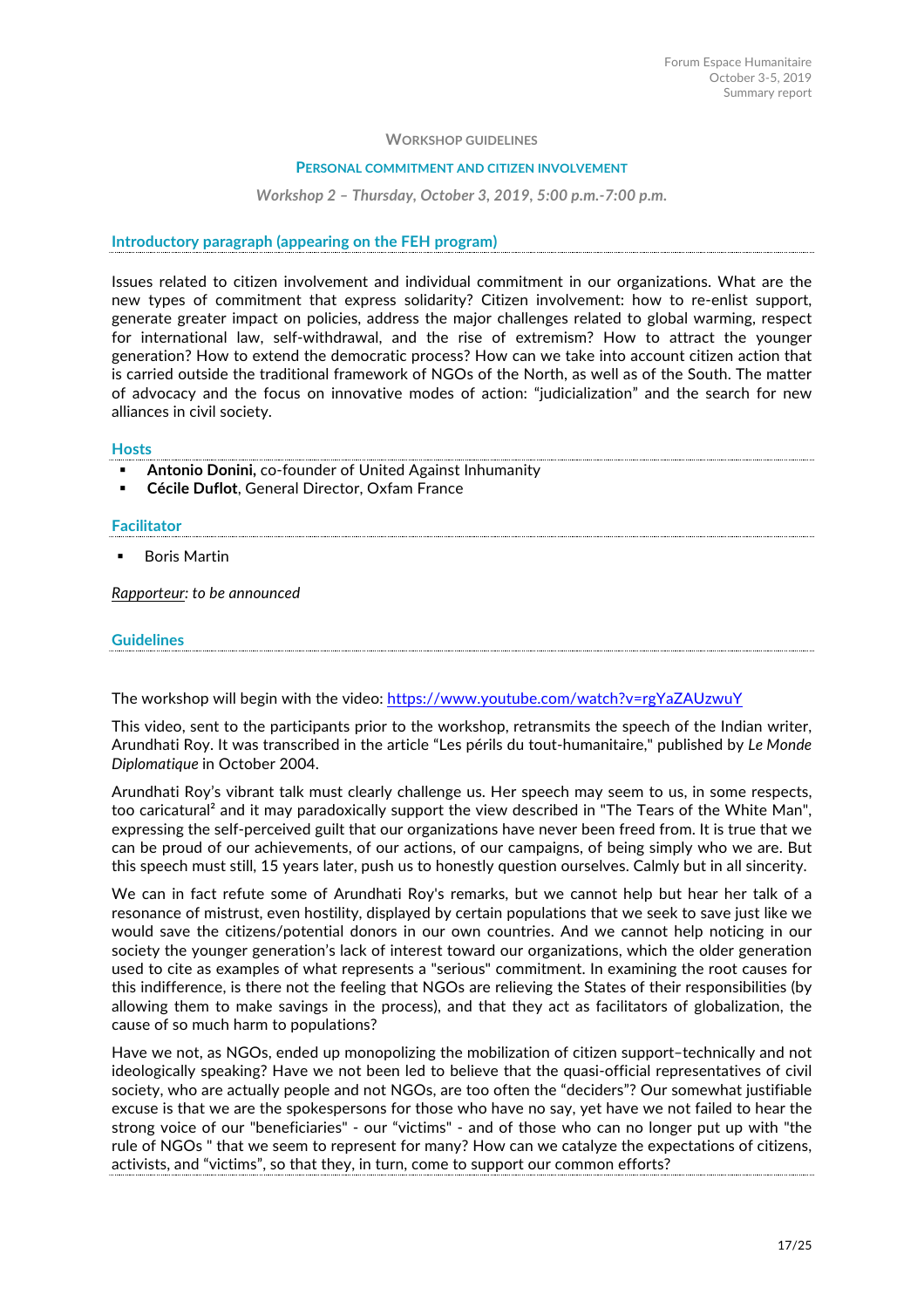## WORKSHOP GUIDELINES

### PERSONAL COMMITMENT AND CITIZEN INVOLVEMENT

*Workshop 2 – Thursday, October 3, 2019, 5:00 p.m.-7:00 p.m.*

#### Introductory paragraph (appearing on the FEH program)

Issues related to citizen involvement and individual commitment in our organizations. What are the new types of commitment that express solidarity? Citizen involvement: how to re-enlist support, generate greater impact on policies, address the major challenges related to global warming, respect for international law, self-withdrawal, and the rise of extremism? How to attract the younger generation? How to extend the democratic process? How can we take into account citizen action that is carried outside the traditional framework of NGOs of the North, as well as of the South. The matter of advocacy and the focus on innovative modes of action: "judicialization" and the search for new alliances in civil society.

#### Hosts

- **Antonio Donini,** co-founder of United Against Inhumanity
- **Cécile Duflot**, General Director, Oxfam France

#### Facilitator

- Boris Martin

*Rapporteur: to be announced*

#### Guidelines

The workshop will begin with the video: https://www.youtube.com/watch?v=rgYaZAUzwuY

This video, sent to the participants prior to the workshop, retransmits the speech of the Indian writer, Arundhati Roy. It was transcribed in the article "Les périls du tout-humanitaire," published by *Le Monde Diplomatique* in October 2004.

Arundhati Roy's vibrant talk must clearly challenge us. Her speech may seem to us, in some respects, too caricatural[2] and it may paradoxically support the view described in "The Tears of the White Man", expressing the self-perceived guilt that our organizations have never been freed from. It is true that we can be proud of our achievements, of our actions, of our campaigns, of being simply who we are. But this speech must still, 15 years later, push us to honestly question ourselves. Calmly but in all sincerity.

We can in fact refute some of Arundhati Roy's remarks, but we cannot help but hear her talk of a resonance of mistrust, even hostility, displayed by certain populations that we seek to save just like we would save the citizens/potential donors in our own countries. And we cannot help noticing in our society the younger generation's lack of interest toward our organizations, which the older generation used to cite as examples of what represents a "serious" commitment. In examining the root causes for this indifference, is there not the feeling that NGOs are relieving the States of their responsibilities (by allowing them to make savings in the process), and that they act as facilitators of globalization, the cause of so much harm to populations?

Have we not, as NGOs, ended up monopolizing the mobilization of citizen support–technically and not ideologically speaking? Have we not been led to believe that the quasi-official representatives of civil society, who are actually people and not NGOs, are too often the "deciders"? Our somewhat justifiable excuse is that we are the spokespersons for those who have no say, yet have we not failed to hear the strong voice of our "beneficiaries" - our "victims" - and of those who can no longer put up with "the rule of NGOs " that we seem to represent for many? How can we catalyze the expectations of citizens, activists, and "victims", so that they, in turn, come to support our common efforts?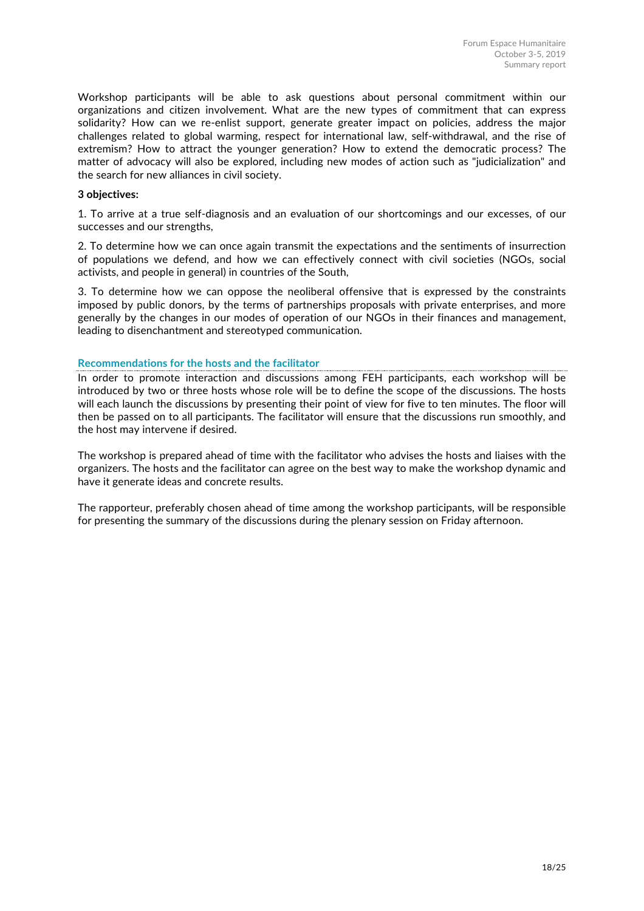Workshop participants will be able to ask questions about personal commitment within our organizations and citizen involvement. What are the new types of commitment that can express solidarity? How can we re-enlist support, generate greater impact on policies, address the major challenges related to global warming, respect for international law, self-withdrawal, and the rise of extremism? How to attract the younger generation? How to extend the democratic process? The matter of advocacy will also be explored, including new modes of action such as "judicialization" and the search for new alliances in civil society.

**3 objectives:**

1. To arrive at a true self-diagnosis and an evaluation of our shortcomings and our excesses, of our successes and our strengths,

2. To determine how we can once again transmit the expectations and the sentiments of insurrection of populations we defend, and how we can effectively connect with civil societies (NGOs, social activists, and people in general) in countries of the South,

3. To determine how we can oppose the neoliberal offensive that is expressed by the constraints imposed by public donors, by the terms of partnerships proposals with private enterprises, and more generally by the changes in our modes of operation of our NGOs in their finances and management, leading to disenchantment and stereotyped communication.

### Recommendations for the hosts and the facilitator

In order to promote interaction and discussions among FEH participants, each workshop will be introduced by two or three hosts whose role will be to define the scope of the discussions. The hosts will each launch the discussions by presenting their point of view for five to ten minutes. The floor will then be passed on to all participants. The facilitator will ensure that the discussions run smoothly, and the host may intervene if desired.

The workshop is prepared ahead of time with the facilitator who advises the hosts and liaises with the organizers. The hosts and the facilitator can agree on the best way to make the workshop dynamic and have it generate ideas and concrete results.

The rapporteur, preferably chosen ahead of time among the workshop participants, will be responsible for presenting the summary of the discussions during the plenary session on Friday afternoon.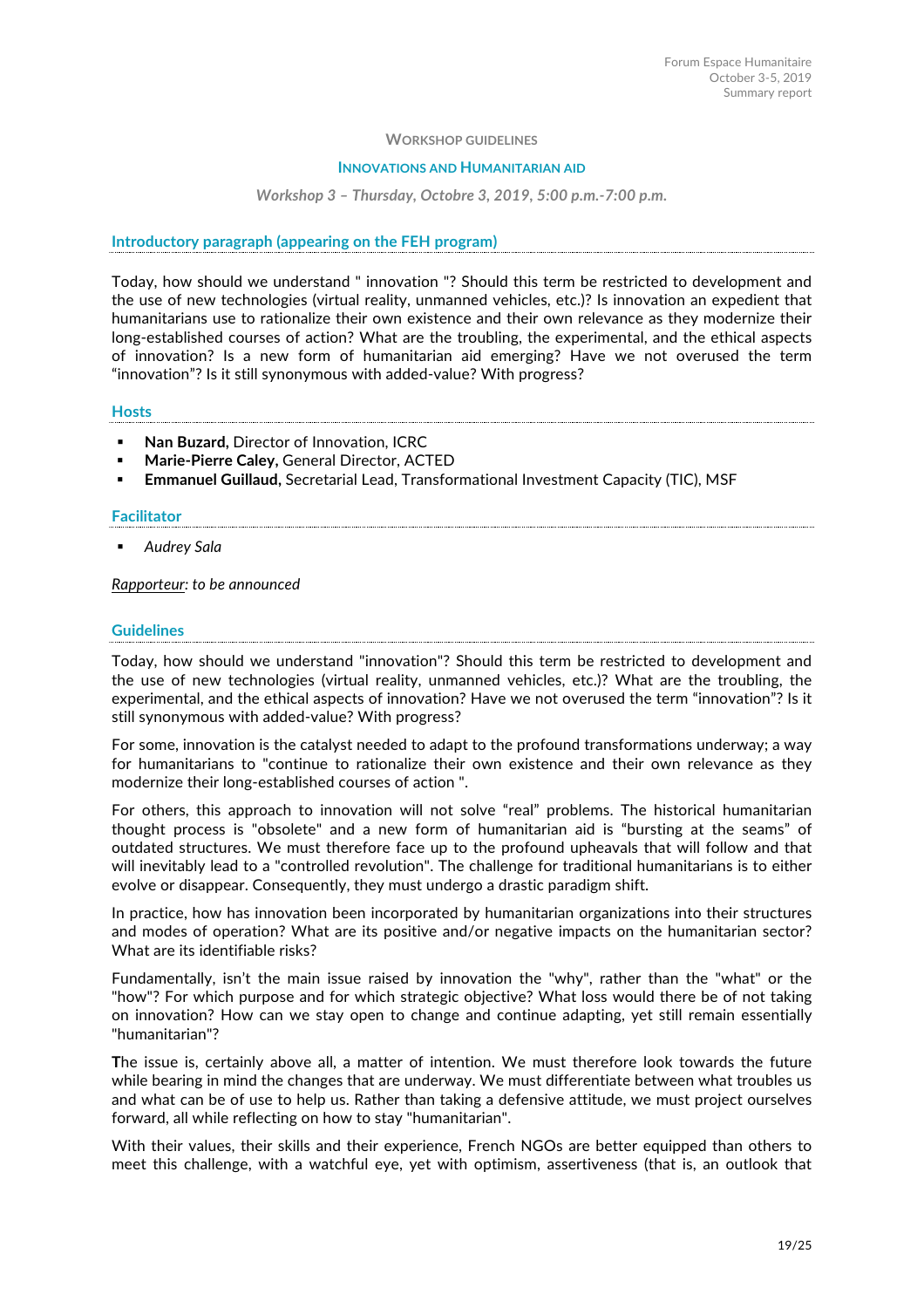## Workshop guidelines

### Innovations and Humanitarian aid

*Workshop 3 – Thursday, Octobre 3, 2019, 5:00 p.m.-7:00 p.m.*

#### Introductory paragraph (appearing on the FEH program)

Today, how should we understand " innovation "? Should this term be restricted to development and the use of new technologies (virtual reality, unmanned vehicles, etc.)? Is innovation an expedient that humanitarians use to rationalize their own existence and their own relevance as they modernize their long-established courses of action? What are the troubling, the experimental, and the ethical aspects of innovation? Is a new form of humanitarian aid emerging? Have we not overused the term "innovation"? Is it still synonymous with added-value? With progress?

#### Hosts

- **Nan Buzard,** Director of Innovation, ICRC
- **Marie-Pierre Caley,** General Director, ACTED
- **Emmanuel Guillaud,** Secretarial Lead, Transformational Investment Capacity (TIC), MSF

#### Facilitator

- *Audrey Sala*

*Rapporteur: to be announced*

#### Guidelines

Today, how should we understand "innovation"? Should this term be restricted to development and the use of new technologies (virtual reality, unmanned vehicles, etc.)? What are the troubling, the experimental, and the ethical aspects of innovation? Have we not overused the term "innovation"? Is it still synonymous with added-value? With progress?

For some, innovation is the catalyst needed to adapt to the profound transformations underway; a way for humanitarians to rationalize their own existence and their own relevance as they modernize their long-established courses of action ".

For others, this approach to innovation will not solve "real" problems. The historical humanitarian thought process is "obsolete" and a new form of humanitarian aid is "bursting at the seams" of outdated structures. We must therefore face up to the profound upheavals that will follow and that will inevitably lead to a "controlled revolution". The challenge for traditional humanitarians is to either evolve or disappear. Consequently, they must undergo a drastic paradigm shift.

In practice, how has innovation been incorporated by humanitarian organizations into their structures and modes of operation? What are its positive and/or negative impacts on the humanitarian sector? What are its identifiable risks?

Fundamentally, isn't the main issue raised by innovation the "why", rather than the "what" or the "how"? For which purpose and for which strategic objective? What loss would there be of not taking on innovation? How can we stay open to change and continue adapting, yet still remain essentially "humanitarian"?

The issue is, certainly above all, a matter of intention. We must therefore look towards the future while bearing in mind the changes that are underway. We must differentiate between what troubles us and what can be of use to help us. Rather than taking a defensive attitude, we must project ourselves forward, all while reflecting on how to stay "humanitarian".

With their values, their skills and their experience, French NGOs are better equipped than others to meet this challenge, with a watchful eye, yet with optimism, assertiveness (that is, an outlook that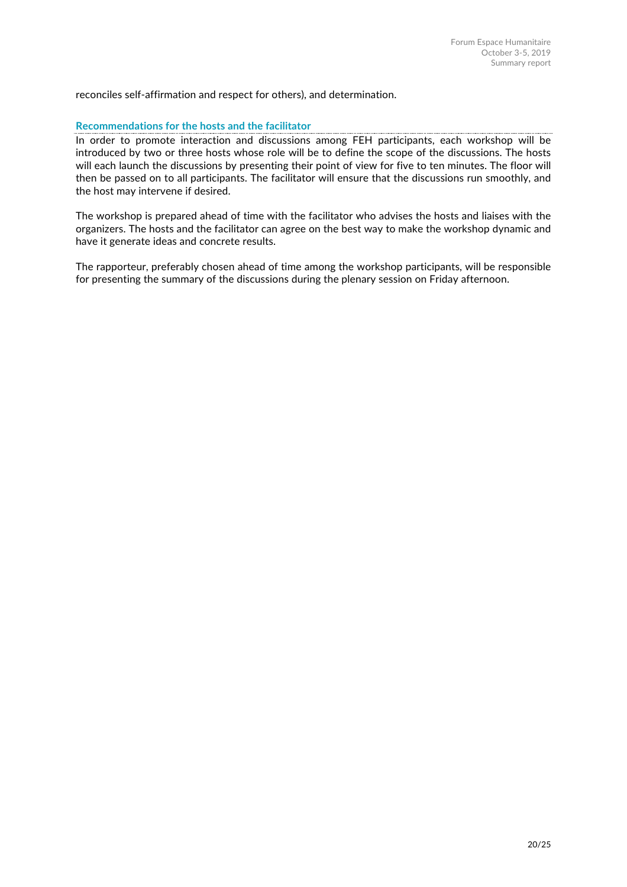reconciles self-affirmation and respect for others), and determination.

### Recommendations for the hosts and the facilitator

In order to promote interaction and discussions among FEH participants, each workshop will be introduced by two or three hosts whose role will be to define the scope of the discussions. The hosts will each launch the discussions by presenting their point of view for five to ten minutes. The floor will then be passed on to all participants. The facilitator will ensure that the discussions run smoothly, and the host may intervene if desired.

The workshop is prepared ahead of time with the facilitator who advises the hosts and liaises with the organizers. The hosts and the facilitator can agree on the best way to make the workshop dynamic and have it generate ideas and concrete results.

The rapporteur, preferably chosen ahead of time among the workshop participants, will be responsible for presenting the summary of the discussions during the plenary session on Friday afternoon.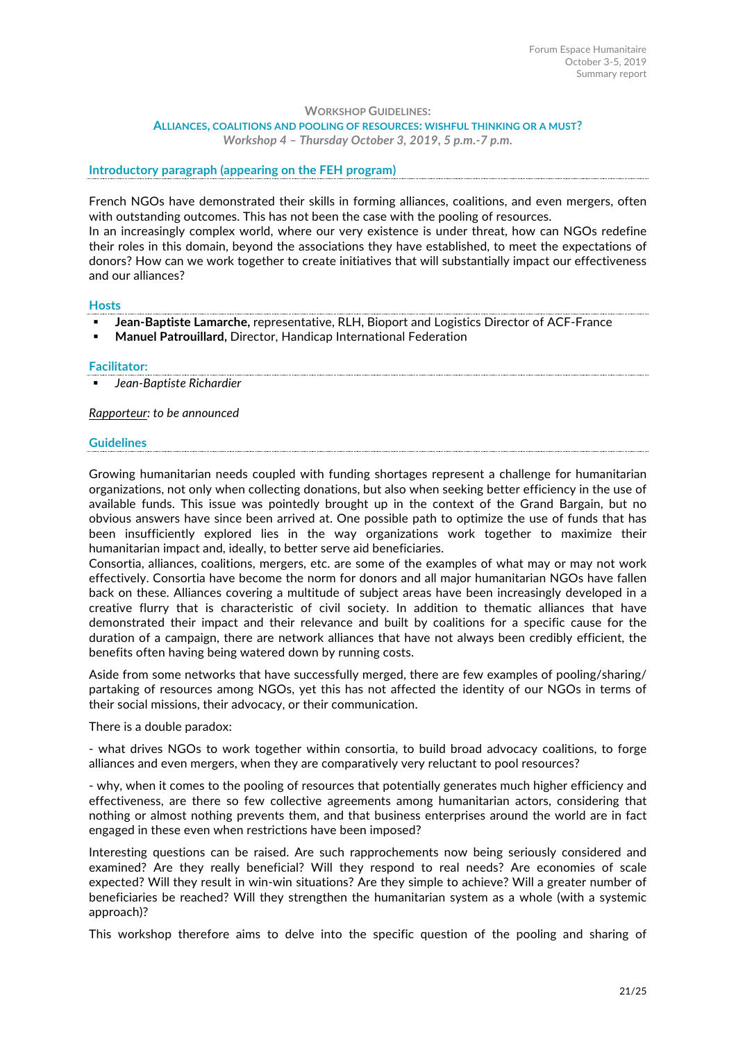### WORKSHOP GUIDELINES:

### ALLIANCES, COALITIONS AND POOLING OF RESOURCES: WISHFUL THINKING OR A MUST?

*Workshop 4 – Thursday October 3, 2019, 5 p.m.-7 p.m.*

#### Introductory paragraph (appearing on the FEH program)

French NGOs have demonstrated their skills in forming alliances, coalitions, and even mergers, often with outstanding outcomes. This has not been the case with the pooling of resources.
In an increasingly complex world, where our very existence is under threat, how can NGOs redefine their roles in this domain, beyond the associations they have established, to meet the expectations of donors? How can we work together to create initiatives that will substantially impact our effectiveness and our alliances?

#### Hosts

- **Jean-Baptiste Lamarche,** representative, RLH, Bioport and Logistics Director of ACF-France
- **Manuel Patrouillard,** Director, Handicap International Federation

#### Facilitator:

- *Jean-Baptiste Richardier*

*Rapporteur: to be announced*

#### Guidelines

Growing humanitarian needs coupled with funding shortages represent a challenge for humanitarian organizations, not only when collecting donations, but also when seeking better efficiency in the use of available funds. This issue was pointedly brought up in the context of the Grand Bargain, but no obvious answers have since been arrived at. One possible path to optimize the use of funds that has been insufficiently explored lies in the way organizations work together to maximize their humanitarian impact and, ideally, to better serve aid beneficiaries.
Consortia, alliances, coalitions, mergers, etc. are some of the examples of what may or may not work effectively. Consortia have become the norm for donors and all major humanitarian NGOs have fallen back on these. Alliances covering a multitude of subject areas have been increasingly developed in a creative flurry that is characteristic of civil society. In addition to thematic alliances that have demonstrated their impact and their relevance and built by coalitions for a specific cause for the duration of a campaign, there are network alliances that have not always been credibly efficient, the benefits often having being watered down by running costs.

Aside from some networks that have successfully merged, there are few examples of pooling/sharing/partaking of resources among NGOs, yet this has not affected the identity of our NGOs in terms of their social missions, their advocacy, or their communication.

There is a double paradox:

- what drives NGOs to work together within consortia, to build broad advocacy coalitions, to forge alliances and even mergers, when they are comparatively very reluctant to pool resources?

- why, when it comes to the pooling of resources that potentially generates much higher efficiency and effectiveness, are there so few collective agreements among humanitarian actors, considering that nothing or almost nothing prevents them, and that business enterprises around the world are in fact engaged in these even when restrictions have been imposed?

Interesting questions can be raised. Are such rapprochements now being seriously considered and examined? Are they really beneficial? Will they respond to real needs? Are economies of scale expected? Will they result in win-win situations? Are they simple to achieve? Will a greater number of beneficiaries be reached? Will they strengthen the humanitarian system as a whole (with a systemic approach)?

This workshop therefore aims to delve into the specific question of the pooling and sharing of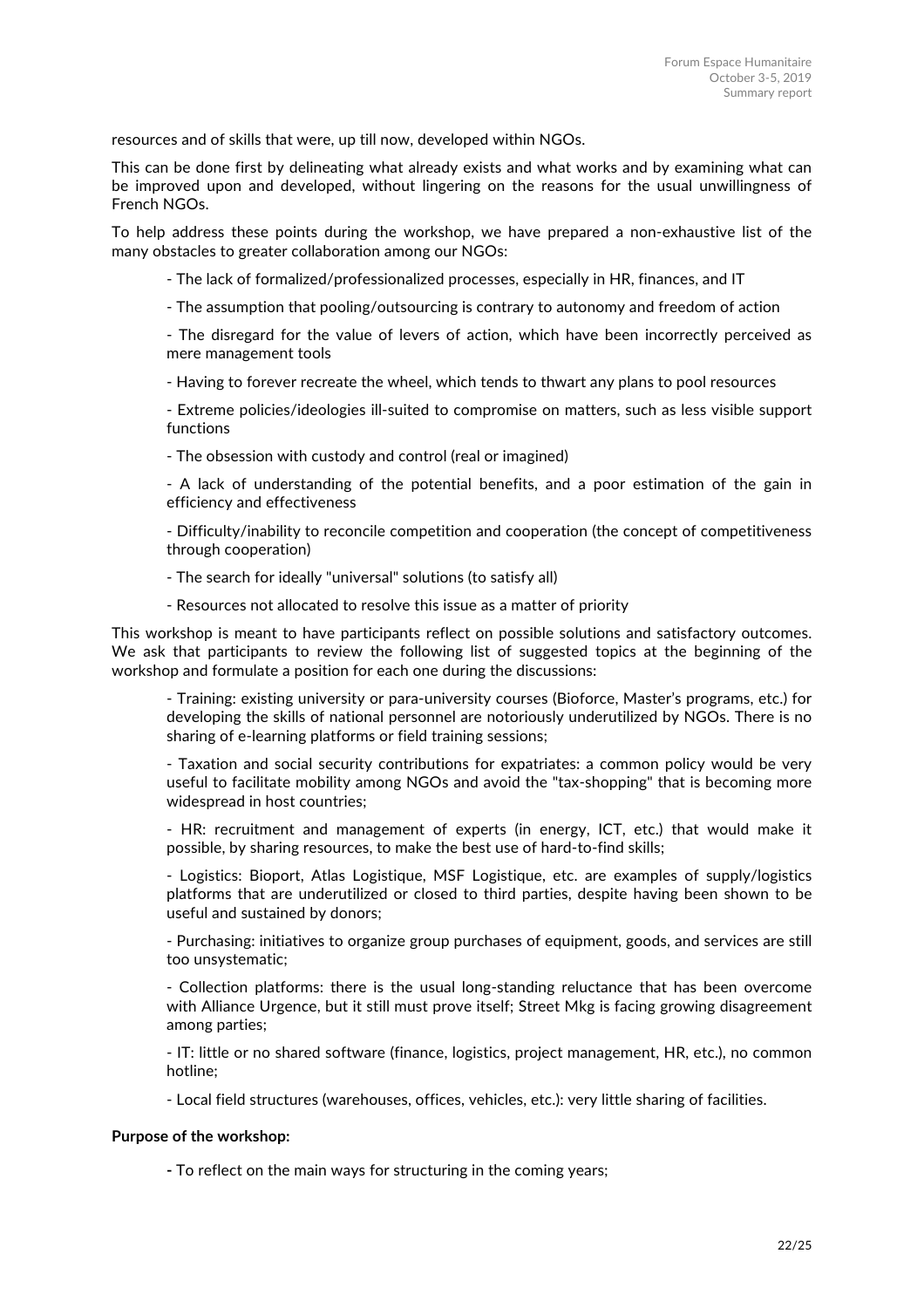resources and of skills that were, up till now, developed within NGOs.

This can be done first by delineating what already exists and what works and by examining what can be improved upon and developed, without lingering on the reasons for the usual unwillingness of French NGOs.

To help address these points during the workshop, we have prepared a non-exhaustive list of the many obstacles to greater collaboration among our NGOs:

- The lack of formalized/professionalized processes, especially in HR, finances, and IT
- The assumption that pooling/outsourcing is contrary to autonomy and freedom of action
- The disregard for the value of levers of action, which have been incorrectly perceived as mere management tools
- Having to forever recreate the wheel, which tends to thwart any plans to pool resources
- Extreme policies/ideologies ill-suited to compromise on matters, such as less visible support functions
- The obsession with custody and control (real or imagined)
- A lack of understanding of the potential benefits, and a poor estimation of the gain in efficiency and effectiveness
- Difficulty/inability to reconcile competition and cooperation (the concept of competitiveness through cooperation)
- The search for ideally "universal" solutions (to satisfy all)
- Resources not allocated to resolve this issue as a matter of priority

This workshop is meant to have participants reflect on possible solutions and satisfactory outcomes. We ask that participants to review the following list of suggested topics at the beginning of the workshop and formulate a position for each one during the discussions:

- Training: existing university or para-university courses (Bioforce, Master's programs, etc.) for developing the skills of national personnel are notoriously underutilized by NGOs. There is no sharing of e-learning platforms or field training sessions;
- Taxation and social security contributions for expatriates: a common policy would be very useful to facilitate mobility among NGOs and avoid the "tax-shopping" that is becoming more widespread in host countries;
- HR: recruitment and management of experts (in energy, ICT, etc.) that would make it possible, by sharing resources, to make the best use of hard-to-find skills;
- Logistics: Bioport, Atlas Logistique, MSF Logistique, etc. are examples of supply/logistics platforms that are underutilized or closed to third parties, despite having been shown to be useful and sustained by donors;
- Purchasing: initiatives to organize group purchases of equipment, goods, and services are still too unsystematic;
- Collection platforms: there is the usual long-standing reluctance that has been overcome with Alliance Urgence, but it still must prove itself; Street Mkg is facing growing disagreement among parties;
- IT: little or no shared software (finance, logistics, project management, HR, etc.), no common hotline;
- Local field structures (warehouses, offices, vehicles, etc.): very little sharing of facilities.

**Purpose of the workshop:**

- To reflect on the main ways for structuring in the coming years;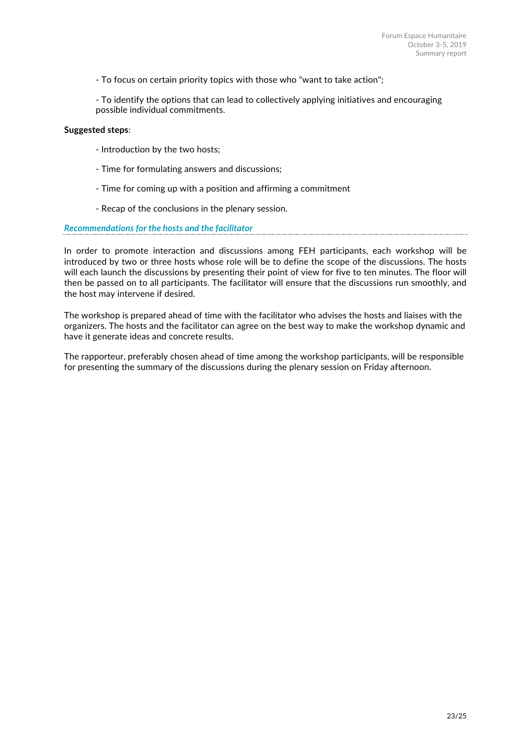- To focus on certain priority topics with those who "want to take action";

- To identify the options that can lead to collectively applying initiatives and encouraging possible individual commitments.

**Suggested steps**:

- Introduction by the two hosts;

- Time for formulating answers and discussions;

- Time for coming up with a position and affirming a commitment

- Recap of the conclusions in the plenary session.

### *Recommendations for the hosts and the facilitator*

In order to promote interaction and discussions among FEH participants, each workshop will be introduced by two or three hosts whose role will be to define the scope of the discussions. The hosts will each launch the discussions by presenting their point of view for five to ten minutes. The floor will then be passed on to all participants. The facilitator will ensure that the discussions run smoothly, and the host may intervene if desired.

The workshop is prepared ahead of time with the facilitator who advises the hosts and liaises with the organizers. The hosts and the facilitator can agree on the best way to make the workshop dynamic and have it generate ideas and concrete results.

The rapporteur, preferably chosen ahead of time among the workshop participants, will be responsible for presenting the summary of the discussions during the plenary session on Friday afternoon.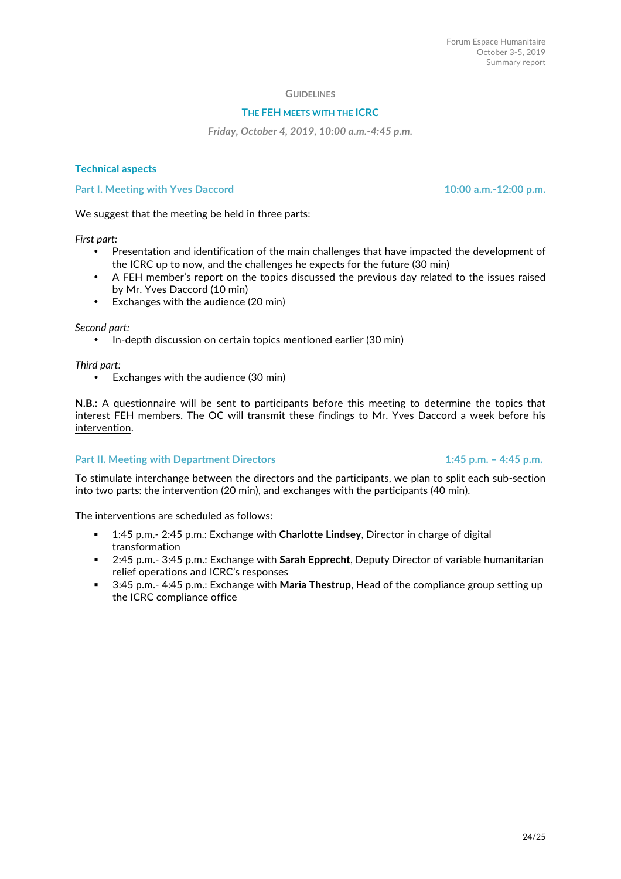## Guidelines

## The FEH meets with the ICRC

*Friday, October 4, 2019, 10:00 a.m.-4:45 p.m.*

### Technical aspects

### Part I. Meeting with Yves Daccord — 10:00 a.m.-12:00 p.m.

We suggest that the meeting be held in three parts:

*First part:*

- Presentation and identification of the main challenges that have impacted the development of the ICRC up to now, and the challenges he expects for the future (30 min)
- A FEH member's report on the topics discussed the previous day related to the issues raised by Mr. Yves Daccord (10 min)
- Exchanges with the audience (20 min)

*Second part:*

- In-depth discussion on certain topics mentioned earlier (30 min)

*Third part:*

- Exchanges with the audience (30 min)

**N.B.:** A questionnaire will be sent to participants before this meeting to determine the topics that interest FEH members. The OC will transmit these findings to Mr. Yves Daccord a week before his intervention.

### Part II. Meeting with Department Directors — 1:45 p.m. – 4:45 p.m.

To stimulate interchange between the directors and the participants, we plan to split each sub-section into two parts: the intervention (20 min), and exchanges with the participants (40 min).

The interventions are scheduled as follows:

- 1:45 p.m.- 2:45 p.m.: Exchange with **Charlotte Lindsey**, Director in charge of digital transformation
- 2:45 p.m.- 3:45 p.m.: Exchange with **Sarah Epprecht**, Deputy Director of variable humanitarian relief operations and ICRC's responses
- 3:45 p.m.- 4:45 p.m.: Exchange with **Maria Thestrup**, Head of the compliance group setting up the ICRC compliance office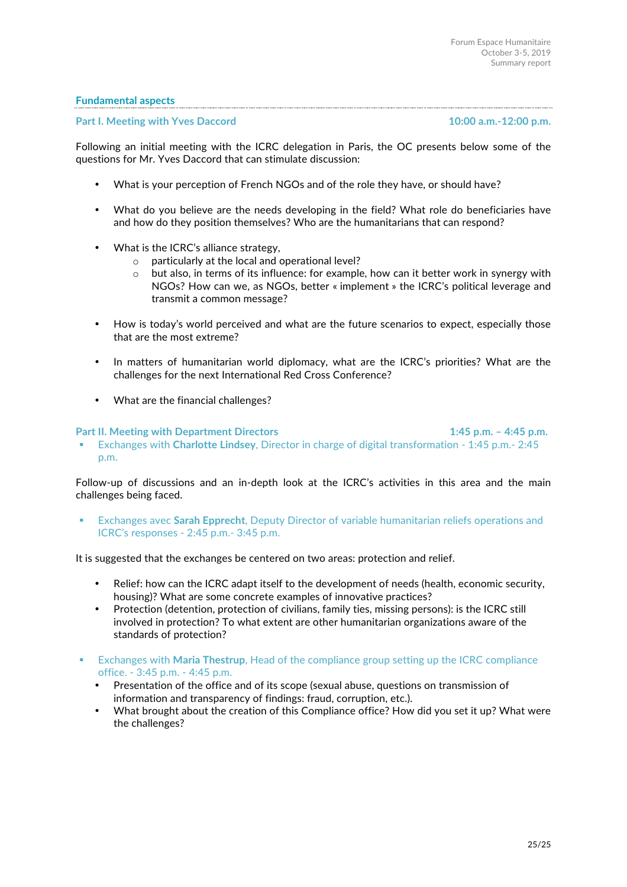## Fundamental aspects

### Part I. Meeting with Yves Daccord — 10:00 a.m.-12:00 p.m.

Following an initial meeting with the ICRC delegation in Paris, the OC presents below some of the questions for Mr. Yves Daccord that can stimulate discussion:

- What is your perception of French NGOs and of the role they have, or should have?

- What do you believe are the needs developing in the field? What role do beneficiaries have and how do they position themselves? Who are the humanitarians that can respond?

- What is the ICRC's alliance strategy,
  - particularly at the local and operational level?
  - but also, in terms of its influence: for example, how can it better work in synergy with NGOs? How can we, as NGOs, better « implement » the ICRC's political leverage and transmit a common message?

- How is today's world perceived and what are the future scenarios to expect, especially those that are the most extreme?

- In matters of humanitarian world diplomacy, what are the ICRC's priorities? What are the challenges for the next International Red Cross Conference?

- What are the financial challenges?

### Part II. Meeting with Department Directors — 1:45 p.m. – 4:45 p.m.

- Exchanges with **Charlotte Lindsey**, Director in charge of digital transformation - 1:45 p.m.- 2:45 p.m.

Follow-up of discussions and an in-depth look at the ICRC's activities in this area and the main challenges being faced.

- Exchanges avec **Sarah Epprecht**, Deputy Director of variable humanitarian reliefs operations and ICRC's responses - 2:45 p.m.- 3:45 p.m.

It is suggested that the exchanges be centered on two areas: protection and relief.

- Relief: how can the ICRC adapt itself to the development of needs (health, economic security, housing)? What are some concrete examples of innovative practices?
- Protection (detention, protection of civilians, family ties, missing persons): is the ICRC still involved in protection? To what extent are other humanitarian organizations aware of the standards of protection?

- Exchanges with **Maria Thestrup**, Head of the compliance group setting up the ICRC compliance office. - 3:45 p.m. - 4:45 p.m.
  - Presentation of the office and of its scope (sexual abuse, questions on transmission of information and transparency of findings: fraud, corruption, etc.).
  - What brought about the creation of this Compliance office? How did you set it up? What were the challenges?